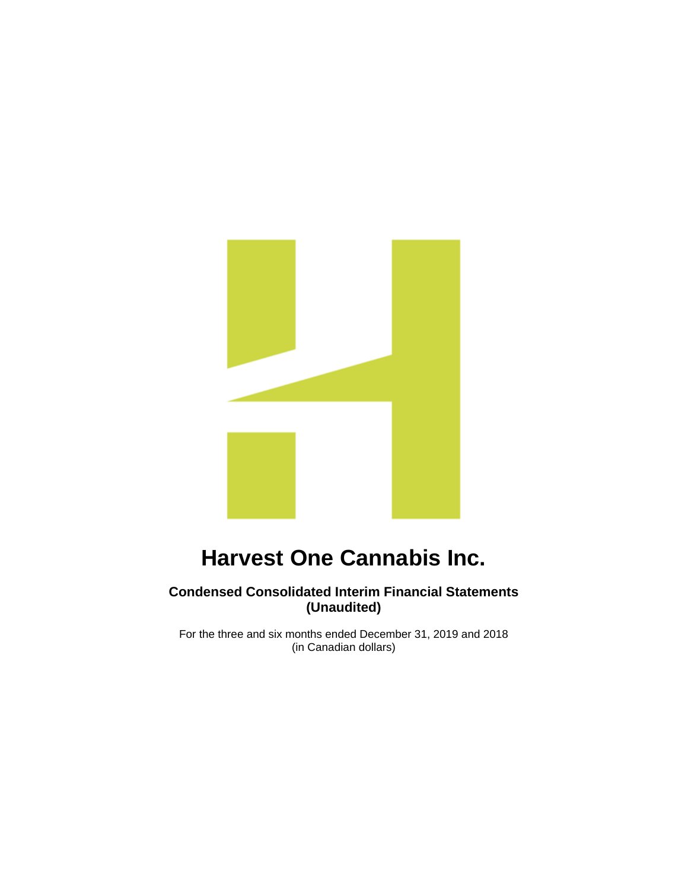# Harvest One Cannabis Inc.

## Condensed Consolidated Interim Financial Statements (Unaudited)

For the three and six months ended December 31, 2019 and 2018
(in Canadian dollars)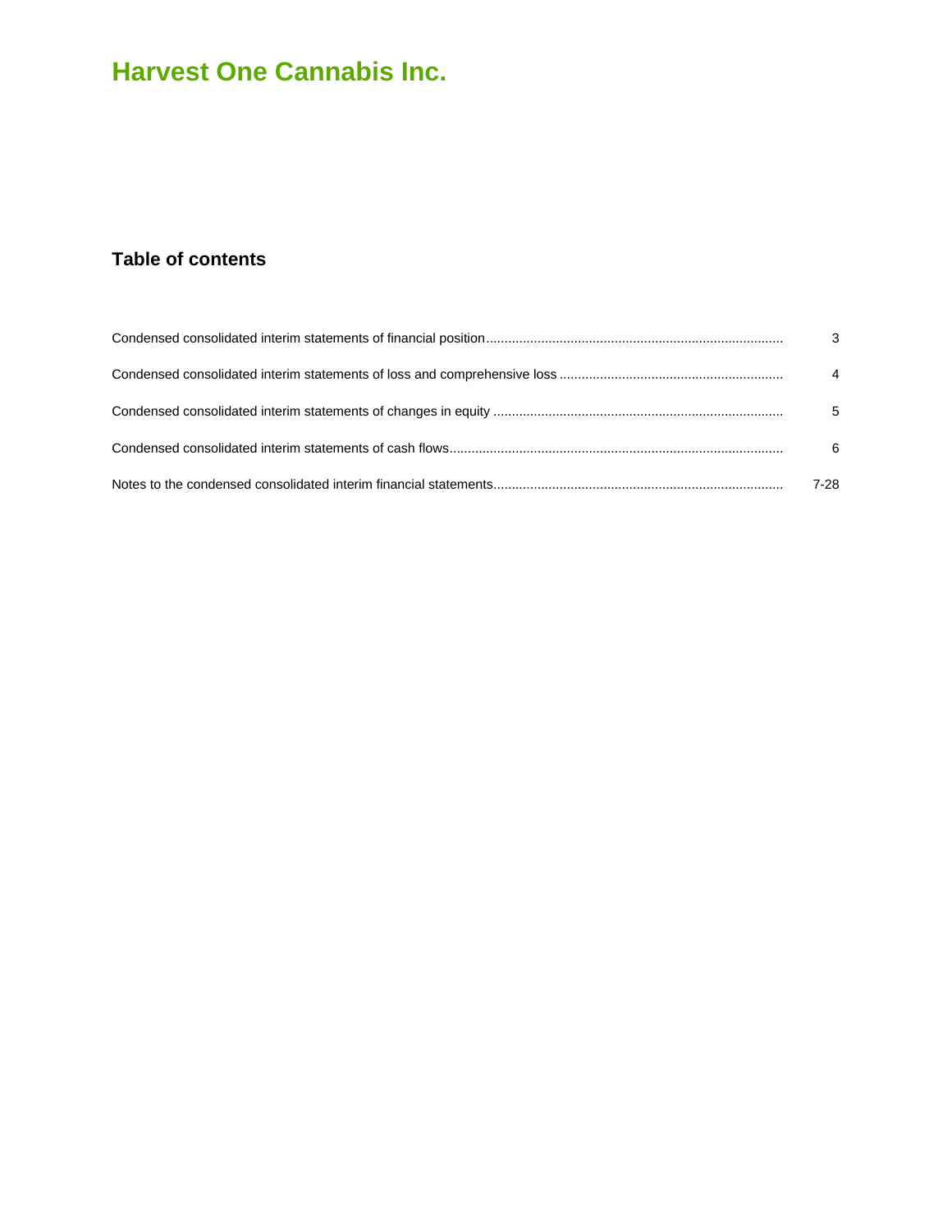# Harvest One Cannabis Inc.

## Table of contents

| | |
|---|---|
| Condensed consolidated interim statements of financial position | 3 |
| Condensed consolidated interim statements of loss and comprehensive loss | 4 |
| Condensed consolidated interim statements of changes in equity | 5 |
| Condensed consolidated interim statements of cash flows | 6 |
| Notes to the condensed consolidated interim financial statements | 7-28 |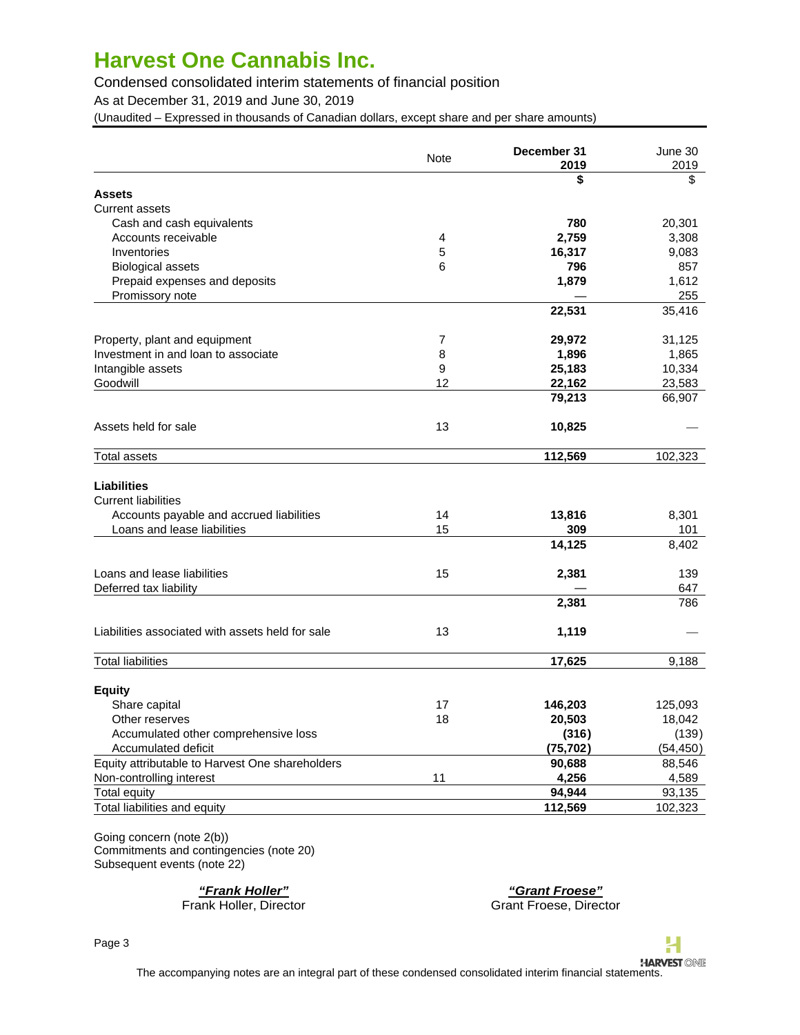# Harvest One Cannabis Inc.

Condensed consolidated interim statements of financial position

As at December 31, 2019 and June 30, 2019

(Unaudited – Expressed in thousands of Canadian dollars, except share and per share amounts)

| | Note | **December 31 2019** | June 30 2019 |
|---|---|---|---|
| | | **$** | $ |
| **Assets** | | | |
| Current assets | | | |
| Cash and cash equivalents | | **780** | 20,301 |
| Accounts receivable | 4 | **2,759** | 3,308 |
| Inventories | 5 | **16,317** | 9,083 |
| Biological assets | 6 | **796** | 857 |
| Prepaid expenses and deposits | | **1,879** | 1,612 |
| Promissory note | | **—** | 255 |
| | | **22,531** | 35,416 |
| Property, plant and equipment | 7 | **29,972** | 31,125 |
| Investment in and loan to associate | 8 | **1,896** | 1,865 |
| Intangible assets | 9 | **25,183** | 10,334 |
| Goodwill | 12 | **22,162** | 23,583 |
| | | **79,213** | 66,907 |
| Assets held for sale | 13 | **10,825** | — |
| Total assets | | **112,569** | 102,323 |
| **Liabilities** | | | |
| Current liabilities | | | |
| Accounts payable and accrued liabilities | 14 | **13,816** | 8,301 |
| Loans and lease liabilities | 15 | **309** | 101 |
| | | **14,125** | 8,402 |
| Loans and lease liabilities | 15 | **2,381** | 139 |
| Deferred tax liability | | **—** | 647 |
| | | **2,381** | 786 |
| Liabilities associated with assets held for sale | 13 | **1,119** | — |
| Total liabilities | | **17,625** | 9,188 |
| **Equity** | | | |
| Share capital | 17 | **146,203** | 125,093 |
| Other reserves | 18 | **20,503** | 18,042 |
| Accumulated other comprehensive loss | | **(316)** | (139) |
| Accumulated deficit | | **(75,702)** | (54,450) |
| Equity attributable to Harvest One shareholders | | **90,688** | 88,546 |
| Non-controlling interest | 11 | **4,256** | 4,589 |
| Total equity | | **94,944** | 93,135 |
| Total liabilities and equity | | **112,569** | 102,323 |

Going concern (note 2(b))
Commitments and contingencies (note 20)
Subsequent events (note 22)

***"Frank Holler"***
Frank Holler, Director

***"Grant Froese"***
Grant Froese, Director

The accompanying notes are an integral part of these condensed consolidated interim financial statements.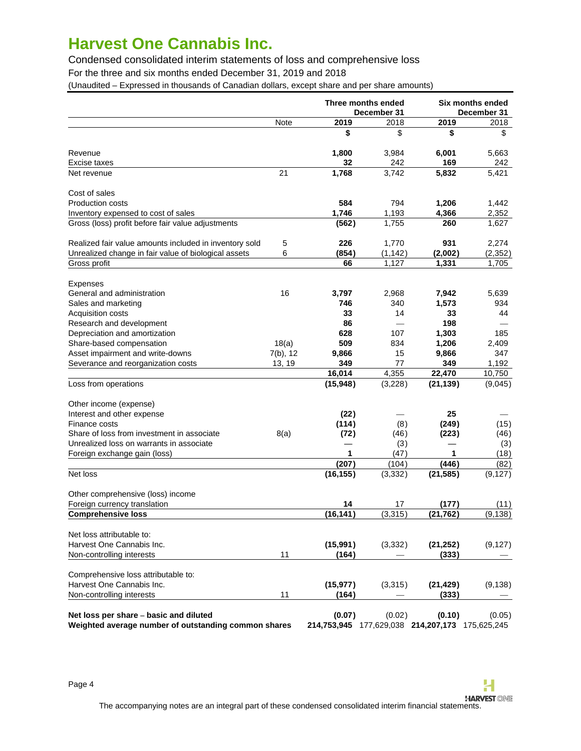# Harvest One Cannabis Inc.

Condensed consolidated interim statements of loss and comprehensive loss

For the three and six months ended December 31, 2019 and 2018

(Unaudited – Expressed in thousands of Canadian dollars, except share and per share amounts)

| | | Three months ended December 31 | | Six months ended December 31 | |
|---|---|---|---|---|---|
| | Note | **2019** | 2018 | **2019** | 2018 |
| | | **$** | $ | **$** | $ |
| Revenue | | **1,800** | 3,984 | **6,001** | 5,663 |
| Excise taxes | | **32** | 242 | **169** | 242 |
| Net revenue | 21 | **1,768** | 3,742 | **5,832** | 5,421 |
| Cost of sales | | | | | |
| Production costs | | **584** | 794 | **1,206** | 1,442 |
| Inventory expensed to cost of sales | | **1,746** | 1,193 | **4,366** | 2,352 |
| Gross (loss) profit before fair value adjustments | | **(562)** | 1,755 | **260** | 1,627 |
| Realized fair value amounts included in inventory sold | 5 | **226** | 1,770 | **931** | 2,274 |
| Unrealized change in fair value of biological assets | 6 | **(854)** | (1,142) | **(2,002)** | (2,352) |
| Gross profit | | **66** | 1,127 | **1,331** | 1,705 |
| Expenses | | | | | |
| General and administration | 16 | **3,797** | 2,968 | **7,942** | 5,639 |
| Sales and marketing | | **746** | 340 | **1,573** | 934 |
| Acquisition costs | | **33** | 14 | **33** | 44 |
| Research and development | | **86** | — | **198** | — |
| Depreciation and amortization | | **628** | 107 | **1,303** | 185 |
| Share-based compensation | 18(a) | **509** | 834 | **1,206** | 2,409 |
| Asset impairment and write-downs | 7(b), 12 | **9,866** | 15 | **9,866** | 347 |
| Severance and reorganization costs | 13, 19 | **349** | 77 | **349** | 1,192 |
| | | **16,014** | 4,355 | **22,470** | 10,750 |
| Loss from operations | | **(15,948)** | (3,228) | **(21,139)** | (9,045) |
| Other income (expense) | | | | | |
| Interest and other expense | | **(22)** | — | **25** | — |
| Finance costs | | **(114)** | (8) | **(249)** | (15) |
| Share of loss from investment in associate | 8(a) | **(72)** | (46) | **(223)** | (46) |
| Unrealized loss on warrants in associate | | **—** | (3) | **—** | (3) |
| Foreign exchange gain (loss) | | **1** | (47) | **1** | (18) |
| | | **(207)** | (104) | **(446)** | (82) |
| Net loss | | **(16,155)** | (3,332) | **(21,585)** | (9,127) |
| Other comprehensive (loss) income | | | | | |
| Foreign currency translation | | **14** | 17 | **(177)** | (11) |
| **Comprehensive loss** | | **(16,141)** | (3,315) | **(21,762)** | (9,138) |
| Net loss attributable to: | | | | | |
| Harvest One Cannabis Inc. | | **(15,991)** | (3,332) | **(21,252)** | (9,127) |
| Non-controlling interests | 11 | **(164)** | — | **(333)** | — |
| Comprehensive loss attributable to: | | | | | |
| Harvest One Cannabis Inc. | | **(15,977)** | (3,315) | **(21,429)** | (9,138) |
| Non-controlling interests | 11 | **(164)** | — | **(333)** | — |
| **Net loss per share – basic and diluted** | | **(0.07)** | (0.02) | **(0.10)** | (0.05) |
| **Weighted average number of outstanding common shares** | | **214,753,945** | 177,629,038 | **214,207,173** | 175,625,245 |

The accompanying notes are an integral part of these condensed consolidated interim financial statements.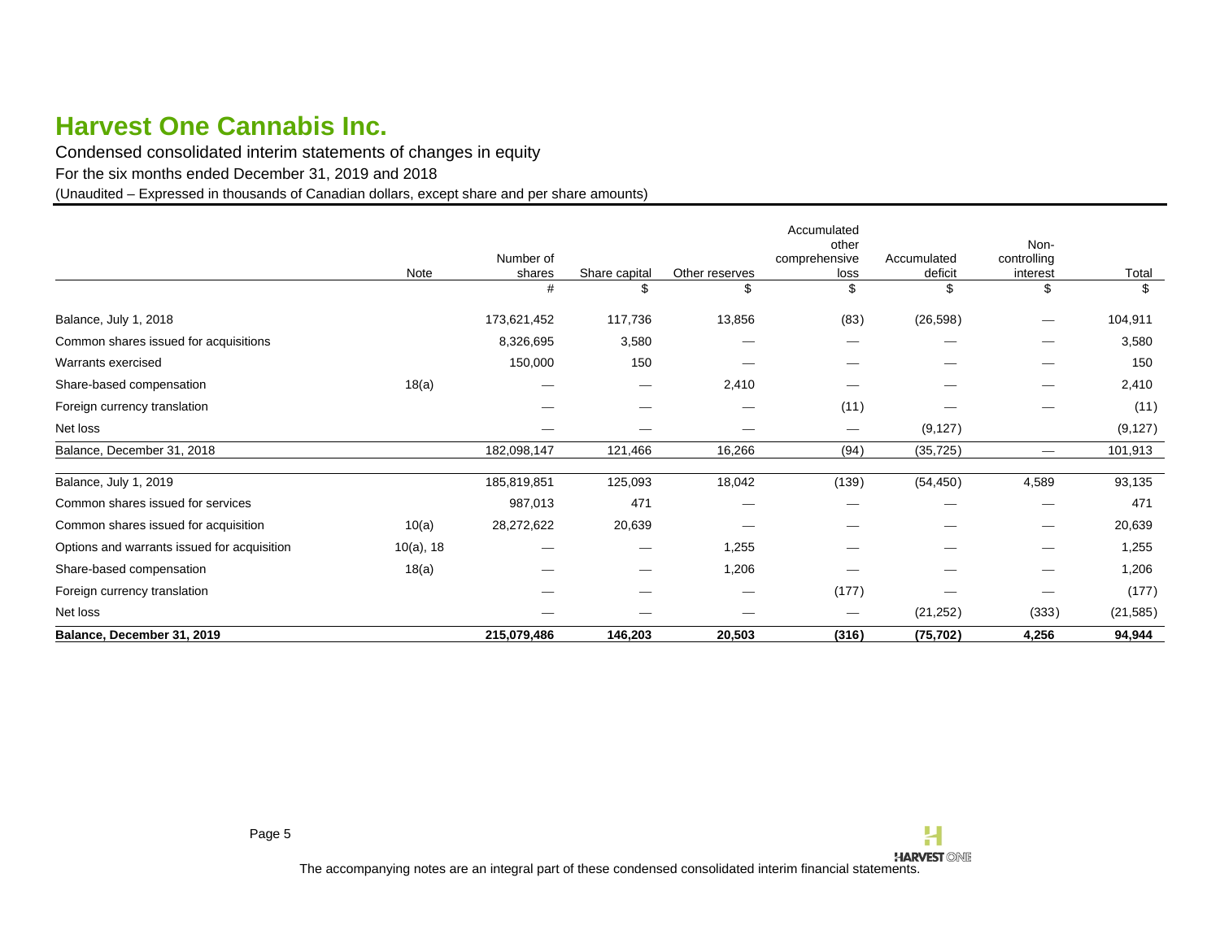# Harvest One Cannabis Inc.

Condensed consolidated interim statements of changes in equity

For the six months ended December 31, 2019 and 2018

(Unaudited – Expressed in thousands of Canadian dollars, except share and per share amounts)

| | Note | Number of shares | Share capital | Other reserves | Accumulated other comprehensive loss | Accumulated deficit | Non-controlling interest | Total |
|---|---|---|---|---|---|---|---|---|
| | | # | $ | $ | $ | $ | $ | $ |
| Balance, July 1, 2018 | | 173,621,452 | 117,736 | 13,856 | (83) | (26,598) | — | 104,911 |
| Common shares issued for acquisitions | | 8,326,695 | 3,580 | — | — | — | — | 3,580 |
| Warrants exercised | | 150,000 | 150 | — | — | — | — | 150 |
| Share-based compensation | 18(a) | — | — | 2,410 | — | — | — | 2,410 |
| Foreign currency translation | | — | — | — | (11) | — | — | (11) |
| Net loss | | — | — | — | — | (9,127) | | (9,127) |
| Balance, December 31, 2018 | | 182,098,147 | 121,466 | 16,266 | (94) | (35,725) | — | 101,913 |
| Balance, July 1, 2019 | | 185,819,851 | 125,093 | 18,042 | (139) | (54,450) | 4,589 | 93,135 |
| Common shares issued for services | | 987,013 | 471 | — | — | — | — | 471 |
| Common shares issued for acquisition | 10(a) | 28,272,622 | 20,639 | — | — | — | — | 20,639 |
| Options and warrants issued for acquisition | 10(a), 18 | — | — | 1,255 | — | — | — | 1,255 |
| Share-based compensation | 18(a) | — | — | 1,206 | — | — | — | 1,206 |
| Foreign currency translation | | — | — | — | (177) | — | — | (177) |
| Net loss | | — | — | — | — | (21,252) | (333) | (21,585) |
| **Balance, December 31, 2019** | | **215,079,486** | **146,203** | **20,503** | **(316)** | **(75,702)** | **4,256** | **94,944** |

The accompanying notes are an integral part of these condensed consolidated interim financial statements.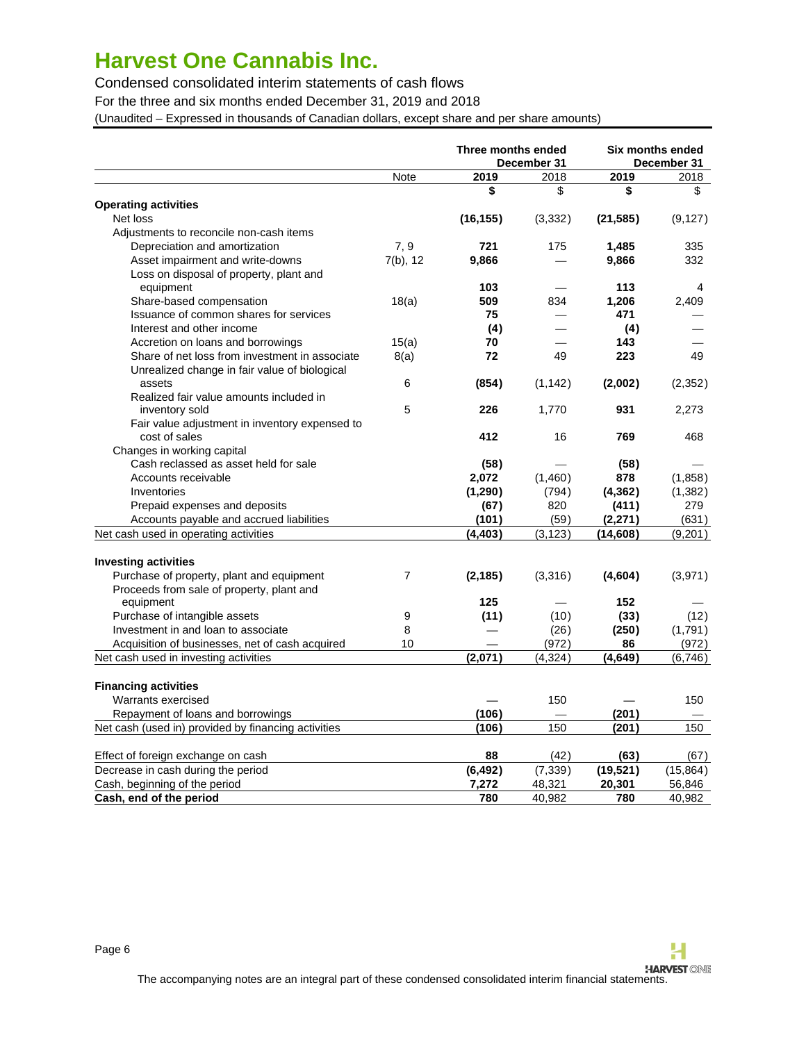# Harvest One Cannabis Inc.

Condensed consolidated interim statements of cash flows

For the three and six months ended December 31, 2019 and 2018

(Unaudited – Expressed in thousands of Canadian dollars, except share and per share amounts)

| | Note | Three months ended December 31 | | Six months ended December 31 | |
|---|---|---|---|---|---|
| | | **2019** | 2018 | **2019** | 2018 |
| | | **$** | $ | **$** | $ |
| **Operating activities** | | | | | |
| Net loss | | **(16,155)** | (3,332) | **(21,585)** | (9,127) |
| Adjustments to reconcile non-cash items | | | | | |
| Depreciation and amortization | 7, 9 | **721** | 175 | **1,485** | 335 |
| Asset impairment and write-downs | 7(b), 12 | **9,866** | — | **9,866** | 332 |
| Loss on disposal of property, plant and equipment | | **103** | — | **113** | 4 |
| Share-based compensation | 18(a) | **509** | 834 | **1,206** | 2,409 |
| Issuance of common shares for services | | **75** | — | **471** | — |
| Interest and other income | | **(4)** | — | **(4)** | — |
| Accretion on loans and borrowings | 15(a) | **70** | — | **143** | — |
| Share of net loss from investment in associate | 8(a) | **72** | 49 | **223** | 49 |
| Unrealized change in fair value of biological assets | 6 | **(854)** | (1,142) | **(2,002)** | (2,352) |
| Realized fair value amounts included in inventory sold | 5 | **226** | 1,770 | **931** | 2,273 |
| Fair value adjustment in inventory expensed to cost of sales | | **412** | 16 | **769** | 468 |
| Changes in working capital | | | | | |
| Cash reclassed as asset held for sale | | **(58)** | — | **(58)** | — |
| Accounts receivable | | **2,072** | (1,460) | **878** | (1,858) |
| Inventories | | **(1,290)** | (794) | **(4,362)** | (1,382) |
| Prepaid expenses and deposits | | **(67)** | 820 | **(411)** | 279 |
| Accounts payable and accrued liabilities | | **(101)** | (59) | **(2,271)** | (631) |
| Net cash used in operating activities | | **(4,403)** | (3,123) | **(14,608)** | (9,201) |
| **Investing activities** | | | | | |
| Purchase of property, plant and equipment | 7 | **(2,185)** | (3,316) | **(4,604)** | (3,971) |
| Proceeds from sale of property, plant and equipment | | **125** | — | **152** | — |
| Purchase of intangible assets | 9 | **(11)** | (10) | **(33)** | (12) |
| Investment in and loan to associate | 8 | **—** | (26) | **(250)** | (1,791) |
| Acquisition of businesses, net of cash acquired | 10 | **—** | (972) | **86** | (972) |
| Net cash used in investing activities | | **(2,071)** | (4,324) | **(4,649)** | (6,746) |
| **Financing activities** | | | | | |
| Warrants exercised | | **—** | 150 | **—** | 150 |
| Repayment of loans and borrowings | | **(106)** | — | **(201)** | — |
| Net cash (used in) provided by financing activities | | **(106)** | 150 | **(201)** | 150 |
| Effect of foreign exchange on cash | | **88** | (42) | **(63)** | (67) |
| Decrease in cash during the period | | **(6,492)** | (7,339) | **(19,521)** | (15,864) |
| Cash, beginning of the period | | **7,272** | 48,321 | **20,301** | 56,846 |
| **Cash, end of the period** | | **780** | 40,982 | **780** | 40,982 |

The accompanying notes are an integral part of these condensed consolidated interim financial statements.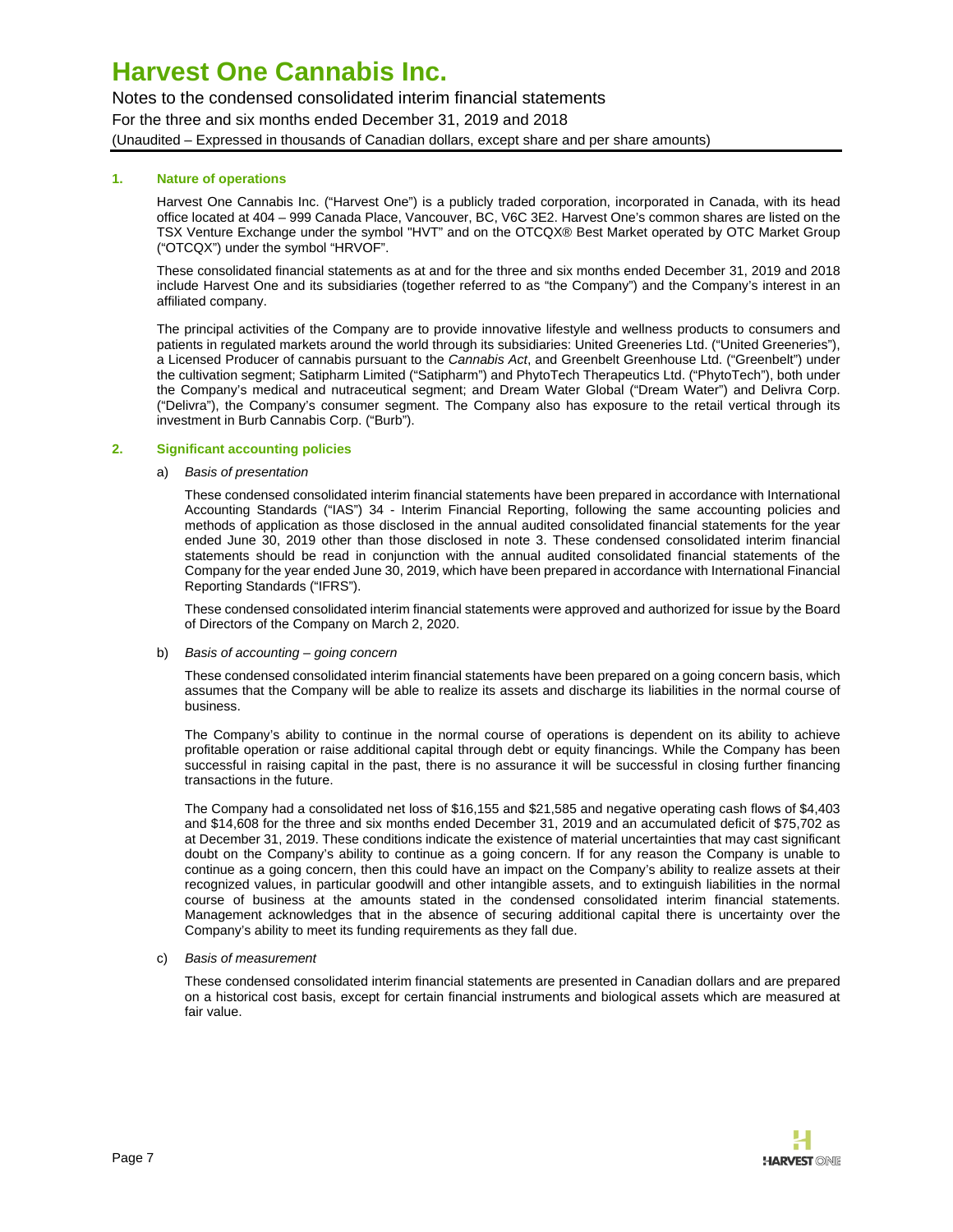## 1. Nature of operations

Harvest One Cannabis Inc. ("Harvest One") is a publicly traded corporation, incorporated in Canada, with its head office located at 404 – 999 Canada Place, Vancouver, BC, V6C 3E2. Harvest One's common shares are listed on the TSX Venture Exchange under the symbol "HVT" and on the OTCQX® Best Market operated by OTC Market Group ("OTCQX") under the symbol "HRVOF".

These consolidated financial statements as at and for the three and six months ended December 31, 2019 and 2018 include Harvest One and its subsidiaries (together referred to as "the Company") and the Company's interest in an affiliated company.

The principal activities of the Company are to provide innovative lifestyle and wellness products to consumers and patients in regulated markets around the world through its subsidiaries: United Greeneries Ltd. ("United Greeneries"), a Licensed Producer of cannabis pursuant to the *Cannabis Act*, and Greenbelt Greenhouse Ltd. ("Greenbelt") under the cultivation segment; Satipharm Limited ("Satipharm") and PhytoTech Therapeutics Ltd. ("PhytoTech"), both under the Company's medical and nutraceutical segment; and Dream Water Global ("Dream Water") and Delivra Corp. ("Delivra"), the Company's consumer segment. The Company also has exposure to the retail vertical through its investment in Burb Cannabis Corp. ("Burb").

## 2. Significant accounting policies

a) *Basis of presentation*

These condensed consolidated interim financial statements have been prepared in accordance with International Accounting Standards ("IAS") 34 - Interim Financial Reporting, following the same accounting policies and methods of application as those disclosed in the annual audited consolidated financial statements for the year ended June 30, 2019 other than those disclosed in note 3. These condensed consolidated interim financial statements should be read in conjunction with the annual audited consolidated financial statements of the Company for the year ended June 30, 2019, which have been prepared in accordance with International Financial Reporting Standards ("IFRS").

These condensed consolidated interim financial statements were approved and authorized for issue by the Board of Directors of the Company on March 2, 2020.

b) *Basis of accounting – going concern*

These condensed consolidated interim financial statements have been prepared on a going concern basis, which assumes that the Company will be able to realize its assets and discharge its liabilities in the normal course of business.

The Company's ability to continue in the normal course of operations is dependent on its ability to achieve profitable operation or raise additional capital through debt or equity financings. While the Company has been successful in raising capital in the past, there is no assurance it will be successful in closing further financing transactions in the future.

The Company had a consolidated net loss of $16,155 and $21,585 and negative operating cash flows of $4,403 and $14,608 for the three and six months ended December 31, 2019 and an accumulated deficit of $75,702 as at December 31, 2019. These conditions indicate the existence of material uncertainties that may cast significant doubt on the Company's ability to continue as a going concern. If for any reason the Company is unable to continue as a going concern, then this could have an impact on the Company's ability to realize assets at their recognized values, in particular goodwill and other intangible assets, and to extinguish liabilities in the normal course of business at the amounts stated in the condensed consolidated interim financial statements. Management acknowledges that in the absence of securing additional capital there is uncertainty over the Company's ability to meet its funding requirements as they fall due.

c) *Basis of measurement*

These condensed consolidated interim financial statements are presented in Canadian dollars and are prepared on a historical cost basis, except for certain financial instruments and biological assets which are measured at fair value.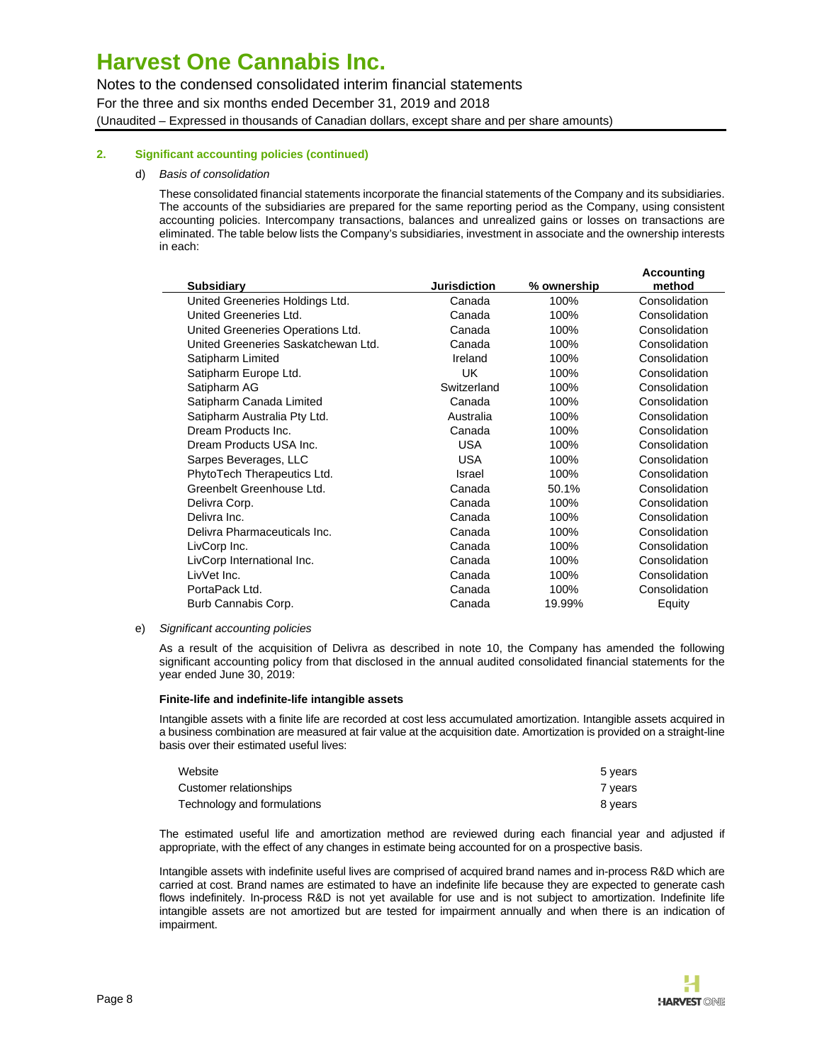## 2. Significant accounting policies (continued)

d) *Basis of consolidation*

These consolidated financial statements incorporate the financial statements of the Company and its subsidiaries. The accounts of the subsidiaries are prepared for the same reporting period as the Company, using consistent accounting policies. Intercompany transactions, balances and unrealized gains or losses on transactions are eliminated. The table below lists the Company's subsidiaries, investment in associate and the ownership interests in each:

| Subsidiary | Jurisdiction | % ownership | Accounting method |
|---|---|---|---|
| United Greeneries Holdings Ltd. | Canada | 100% | Consolidation |
| United Greeneries Ltd. | Canada | 100% | Consolidation |
| United Greeneries Operations Ltd. | Canada | 100% | Consolidation |
| United Greeneries Saskatchewan Ltd. | Canada | 100% | Consolidation |
| Satipharm Limited | Ireland | 100% | Consolidation |
| Satipharm Europe Ltd. | UK | 100% | Consolidation |
| Satipharm AG | Switzerland | 100% | Consolidation |
| Satipharm Canada Limited | Canada | 100% | Consolidation |
| Satipharm Australia Pty Ltd. | Australia | 100% | Consolidation |
| Dream Products Inc. | Canada | 100% | Consolidation |
| Dream Products USA Inc. | USA | 100% | Consolidation |
| Sarpes Beverages, LLC | USA | 100% | Consolidation |
| PhytoTech Therapeutics Ltd. | Israel | 100% | Consolidation |
| Greenbelt Greenhouse Ltd. | Canada | 50.1% | Consolidation |
| Delivra Corp. | Canada | 100% | Consolidation |
| Delivra Inc. | Canada | 100% | Consolidation |
| Delivra Pharmaceuticals Inc. | Canada | 100% | Consolidation |
| LivCorp Inc. | Canada | 100% | Consolidation |
| LivCorp International Inc. | Canada | 100% | Consolidation |
| LivVet Inc. | Canada | 100% | Consolidation |
| PortaPack Ltd. | Canada | 100% | Consolidation |
| Burb Cannabis Corp. | Canada | 19.99% | Equity |

e) *Significant accounting policies*

As a result of the acquisition of Delivra as described in note 10, the Company has amended the following significant accounting policy from that disclosed in the annual audited consolidated financial statements for the year ended June 30, 2019:

**Finite-life and indefinite-life intangible assets**

Intangible assets with a finite life are recorded at cost less accumulated amortization. Intangible assets acquired in a business combination are measured at fair value at the acquisition date. Amortization is provided on a straight-line basis over their estimated useful lives:

| | |
|---|---|
| Website | 5 years |
| Customer relationships | 7 years |
| Technology and formulations | 8 years |

The estimated useful life and amortization method are reviewed during each financial year and adjusted if appropriate, with the effect of any changes in estimate being accounted for on a prospective basis.

Intangible assets with indefinite useful lives are comprised of acquired brand names and in-process R&D which are carried at cost. Brand names are estimated to have an indefinite life because they are expected to generate cash flows indefinitely. In-process R&D is not yet available for use and is not subject to amortization. Indefinite life intangible assets are not amortized but are tested for impairment annually and when there is an indication of impairment.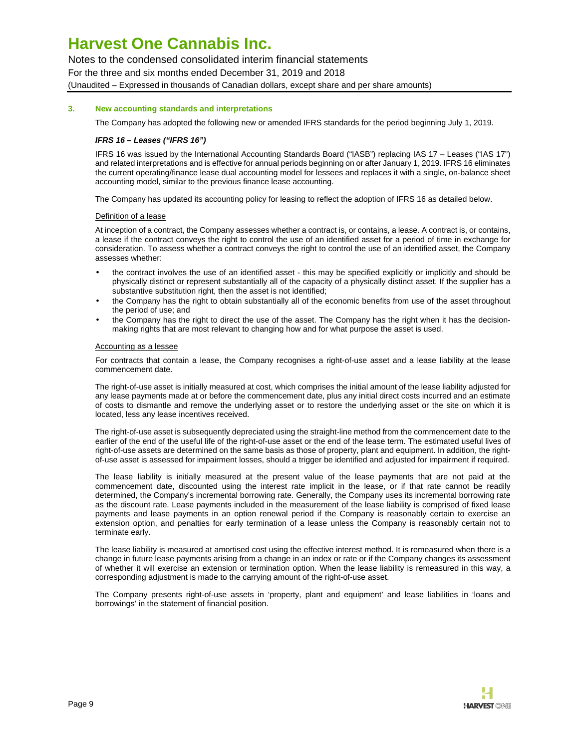## 3. New accounting standards and interpretations

The Company has adopted the following new or amended IFRS standards for the period beginning July 1, 2019.

### *IFRS 16 – Leases ("IFRS 16")*

IFRS 16 was issued by the International Accounting Standards Board ("IASB") replacing IAS 17 – Leases ("IAS 17") and related interpretations and is effective for annual periods beginning on or after January 1, 2019. IFRS 16 eliminates the current operating/finance lease dual accounting model for lessees and replaces it with a single, on-balance sheet accounting model, similar to the previous finance lease accounting.

The Company has updated its accounting policy for leasing to reflect the adoption of IFRS 16 as detailed below.

Definition of a lease

At inception of a contract, the Company assesses whether a contract is, or contains, a lease. A contract is, or contains, a lease if the contract conveys the right to control the use of an identified asset for a period of time in exchange for consideration. To assess whether a contract conveys the right to control the use of an identified asset, the Company assesses whether:

- the contract involves the use of an identified asset - this may be specified explicitly or implicitly and should be physically distinct or represent substantially all of the capacity of a physically distinct asset. If the supplier has a substantive substitution right, then the asset is not identified;
- the Company has the right to obtain substantially all of the economic benefits from use of the asset throughout the period of use; and
- the Company has the right to direct the use of the asset. The Company has the right when it has the decision-making rights that are most relevant to changing how and for what purpose the asset is used.

Accounting as a lessee

For contracts that contain a lease, the Company recognises a right-of-use asset and a lease liability at the lease commencement date.

The right-of-use asset is initially measured at cost, which comprises the initial amount of the lease liability adjusted for any lease payments made at or before the commencement date, plus any initial direct costs incurred and an estimate of costs to dismantle and remove the underlying asset or to restore the underlying asset or the site on which it is located, less any lease incentives received.

The right-of-use asset is subsequently depreciated using the straight-line method from the commencement date to the earlier of the end of the useful life of the right-of-use asset or the end of the lease term. The estimated useful lives of right-of-use assets are determined on the same basis as those of property, plant and equipment. In addition, the right-of-use asset is assessed for impairment losses, should a trigger be identified and adjusted for impairment if required.

The lease liability is initially measured at the present value of the lease payments that are not paid at the commencement date, discounted using the interest rate implicit in the lease, or if that rate cannot be readily determined, the Company's incremental borrowing rate. Generally, the Company uses its incremental borrowing rate as the discount rate. Lease payments included in the measurement of the lease liability is comprised of fixed lease payments and lease payments in an option renewal period if the Company is reasonably certain to exercise an extension option, and penalties for early termination of a lease unless the Company is reasonably certain not to terminate early.

The lease liability is measured at amortised cost using the effective interest method. It is remeasured when there is a change in future lease payments arising from a change in an index or rate or if the Company changes its assessment of whether it will exercise an extension or termination option. When the lease liability is remeasured in this way, a corresponding adjustment is made to the carrying amount of the right-of-use asset.

The Company presents right-of-use assets in 'property, plant and equipment' and lease liabilities in 'loans and borrowings' in the statement of financial position.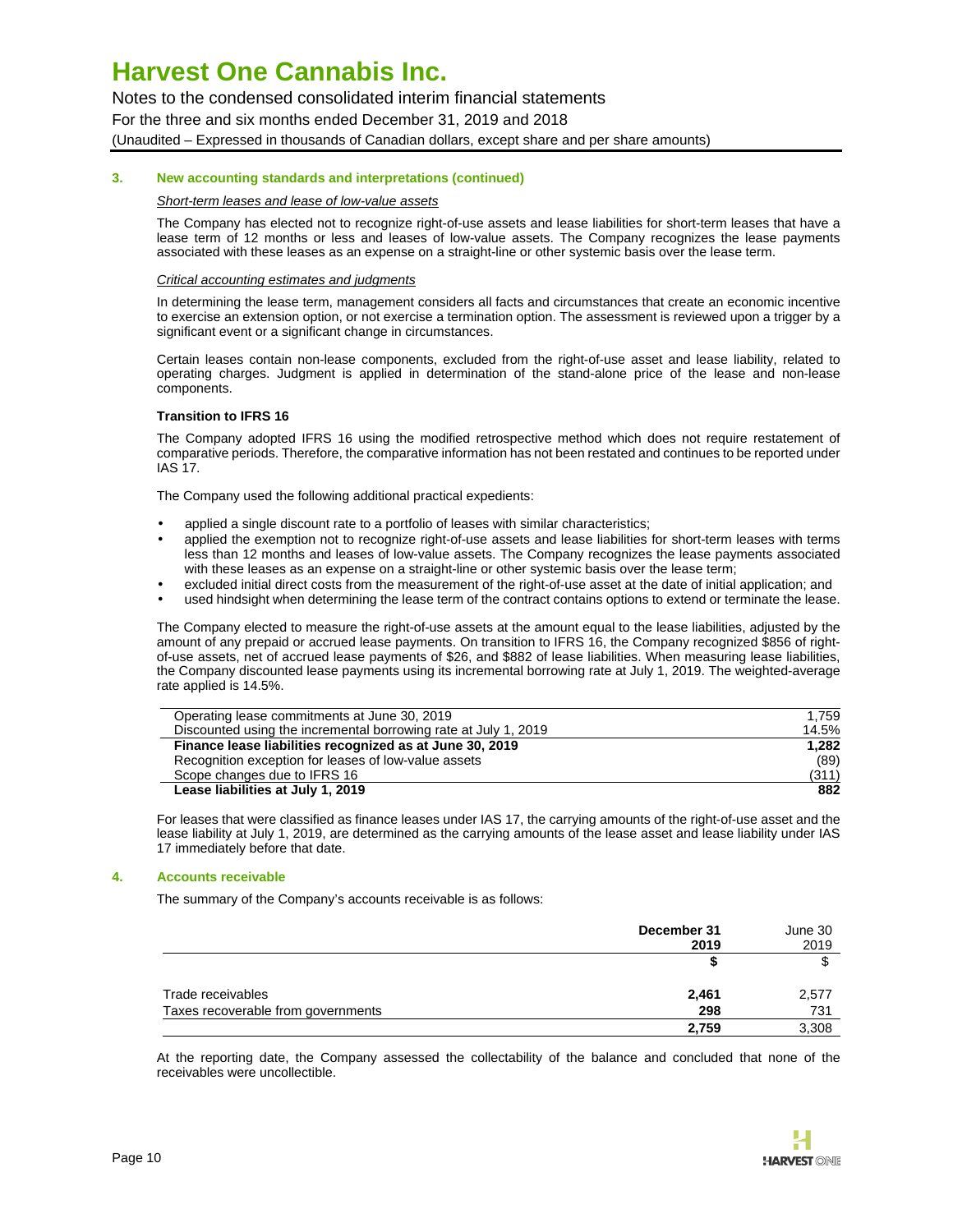### 3. New accounting standards and interpretations (continued)

*Short-term leases and lease of low-value assets*

The Company has elected not to recognize right-of-use assets and lease liabilities for short-term leases that have a lease term of 12 months or less and leases of low-value assets. The Company recognizes the lease payments associated with these leases as an expense on a straight-line or other systemic basis over the lease term.

*Critical accounting estimates and judgments*

In determining the lease term, management considers all facts and circumstances that create an economic incentive to exercise an extension option, or not exercise a termination option. The assessment is reviewed upon a trigger by a significant event or a significant change in circumstances.

Certain leases contain non-lease components, excluded from the right-of-use asset and lease liability, related to operating charges. Judgment is applied in determination of the stand-alone price of the lease and non-lease components.

**Transition to IFRS 16**

The Company adopted IFRS 16 using the modified retrospective method which does not require restatement of comparative periods. Therefore, the comparative information has not been restated and continues to be reported under IAS 17.

The Company used the following additional practical expedients:

- applied a single discount rate to a portfolio of leases with similar characteristics;
- applied the exemption not to recognize right-of-use assets and lease liabilities for short-term leases with terms less than 12 months and leases of low-value assets. The Company recognizes the lease payments associated with these leases as an expense on a straight-line or other systemic basis over the lease term;
- excluded initial direct costs from the measurement of the right-of-use asset at the date of initial application; and
- used hindsight when determining the lease term of the contract contains options to extend or terminate the lease.

The Company elected to measure the right-of-use assets at the amount equal to the lease liabilities, adjusted by the amount of any prepaid or accrued lease payments. On transition to IFRS 16, the Company recognized $856 of right-of-use assets, net of accrued lease payments of $26, and $882 of lease liabilities. When measuring lease liabilities, the Company discounted lease payments using its incremental borrowing rate at July 1, 2019. The weighted-average rate applied is 14.5%.

| | |
|---|---:|
| Operating lease commitments at June 30, 2019 | 1,759 |
| Discounted using the incremental borrowing rate at July 1, 2019 | 14.5% |
| **Finance lease liabilities recognized as at June 30, 2019** | **1,282** |
| Recognition exception for leases of low-value assets | (89) |
| Scope changes due to IFRS 16 | (311) |
| **Lease liabilities at July 1, 2019** | **882** |

For leases that were classified as finance leases under IAS 17, the carrying amounts of the right-of-use asset and the lease liability at July 1, 2019, are determined as the carrying amounts of the lease asset and lease liability under IAS 17 immediately before that date.

### 4. Accounts receivable

The summary of the Company's accounts receivable is as follows:

| | **December 31 2019** | June 30 2019 |
|---|---:|---:|
| | **$** | $ |
| Trade receivables | **2,461** | 2,577 |
| Taxes recoverable from governments | **298** | 731 |
| | **2,759** | 3,308 |

At the reporting date, the Company assessed the collectability of the balance and concluded that none of the receivables were uncollectible.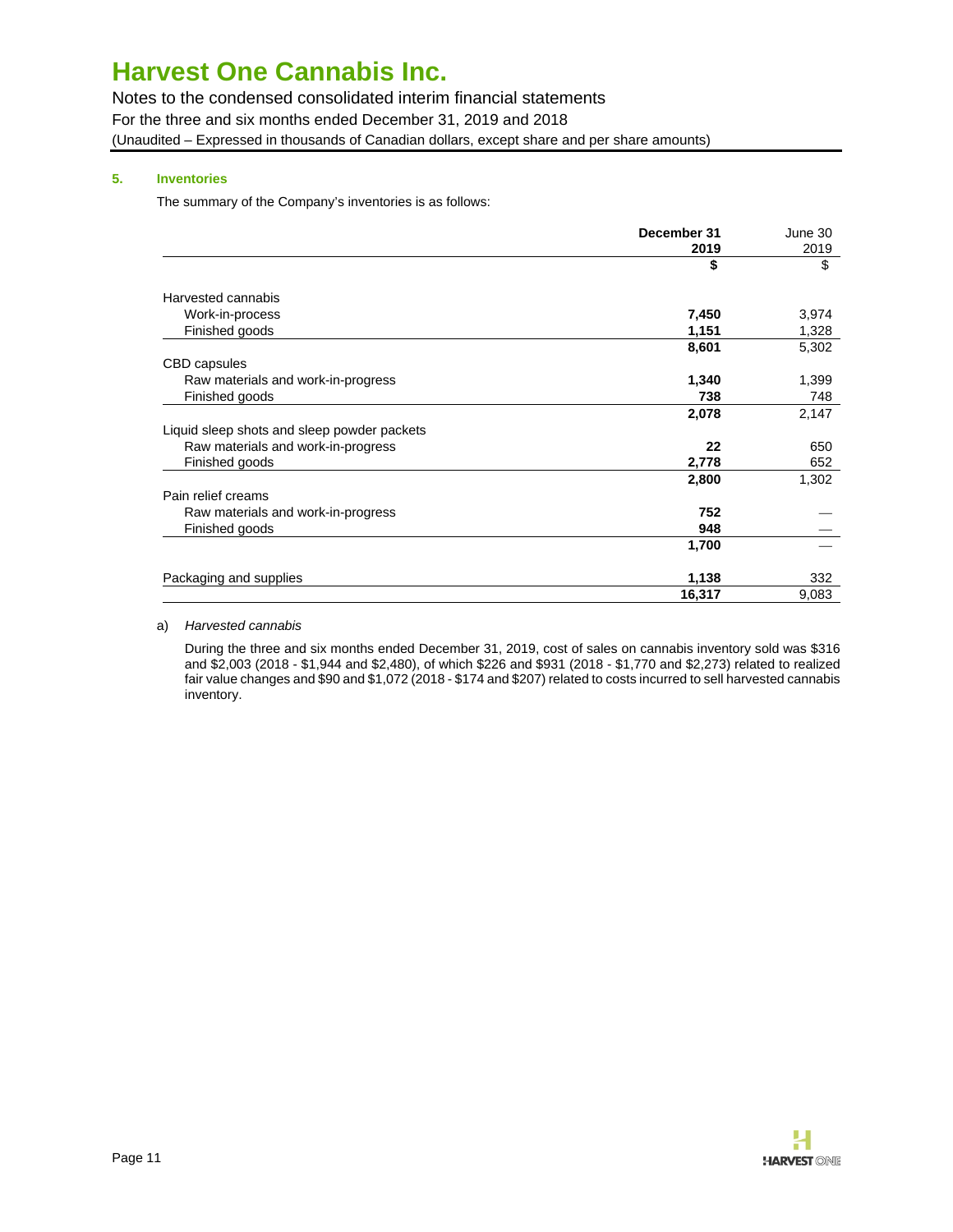### 5. Inventories

The summary of the Company's inventories is as follows:

| | **December 31 2019** | June 30 2019 |
|---|---|---|
| | **$** | $ |
| Harvested cannabis | | |
| Work-in-process | **7,450** | 3,974 |
| Finished goods | **1,151** | 1,328 |
| | **8,601** | 5,302 |
| CBD capsules | | |
| Raw materials and work-in-progress | **1,340** | 1,399 |
| Finished goods | **738** | 748 |
| | **2,078** | 2,147 |
| Liquid sleep shots and sleep powder packets | | |
| Raw materials and work-in-progress | **22** | 650 |
| Finished goods | **2,778** | 652 |
| | **2,800** | 1,302 |
| Pain relief creams | | |
| Raw materials and work-in-progress | **752** | — |
| Finished goods | **948** | — |
| | **1,700** | — |
| Packaging and supplies | **1,138** | 332 |
| | **16,317** | 9,083 |

a) *Harvested cannabis*

During the three and six months ended December 31, 2019, cost of sales on cannabis inventory sold was $316 and $2,003 (2018 - $1,944 and $2,480), of which $226 and $931 (2018 - $1,770 and $2,273) related to realized fair value changes and $90 and $1,072 (2018 - $174 and $207) related to costs incurred to sell harvested cannabis inventory.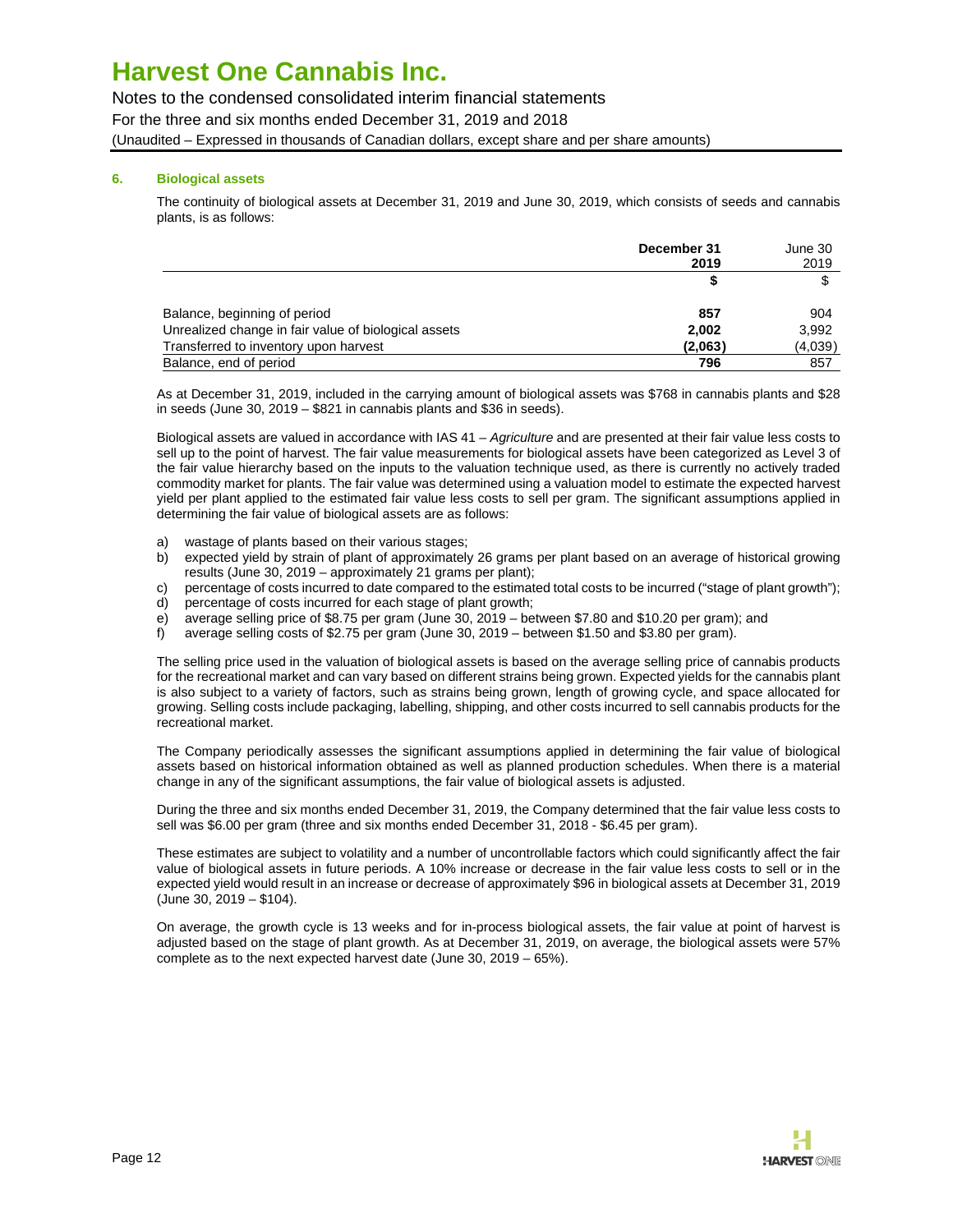# Harvest One Cannabis Inc.

Notes to the condensed consolidated interim financial statements

For the three and six months ended December 31, 2019 and 2018

(Unaudited – Expressed in thousands of Canadian dollars, except share and per share amounts)

### 6. Biological assets

The continuity of biological assets at December 31, 2019 and June 30, 2019, which consists of seeds and cannabis plants, is as follows:

| | **December 31 2019** | June 30 2019 |
|---|---|---|
| | **$** | $ |
| Balance, beginning of period | **857** | 904 |
| Unrealized change in fair value of biological assets | **2,002** | 3,992 |
| Transferred to inventory upon harvest | **(2,063)** | (4,039) |
| Balance, end of period | **796** | 857 |

As at December 31, 2019, included in the carrying amount of biological assets was $768 in cannabis plants and $28 in seeds (June 30, 2019 – $821 in cannabis plants and $36 in seeds).

Biological assets are valued in accordance with IAS 41 – *Agriculture* and are presented at their fair value less costs to sell up to the point of harvest. The fair value measurements for biological assets have been categorized as Level 3 of the fair value hierarchy based on the inputs to the valuation technique used, as there is currently no actively traded commodity market for plants. The fair value was determined using a valuation model to estimate the expected harvest yield per plant applied to the estimated fair value less costs to sell per gram. The significant assumptions applied in determining the fair value of biological assets are as follows:

a) wastage of plants based on their various stages;
b) expected yield by strain of plant of approximately 26 grams per plant based on an average of historical growing results (June 30, 2019 – approximately 21 grams per plant);
c) percentage of costs incurred to date compared to the estimated total costs to be incurred ("stage of plant growth");
d) percentage of costs incurred for each stage of plant growth;
e) average selling price of $8.75 per gram (June 30, 2019 – between $7.80 and $10.20 per gram); and
f) average selling costs of $2.75 per gram (June 30, 2019 – between $1.50 and $3.80 per gram).

The selling price used in the valuation of biological assets is based on the average selling price of cannabis products for the recreational market and can vary based on different strains being grown. Expected yields for the cannabis plant is also subject to a variety of factors, such as strains being grown, length of growing cycle, and space allocated for growing. Selling costs include packaging, labelling, shipping, and other costs incurred to sell cannabis products for the recreational market.

The Company periodically assesses the significant assumptions applied in determining the fair value of biological assets based on historical information obtained as well as planned production schedules. When there is a material change in any of the significant assumptions, the fair value of biological assets is adjusted.

During the three and six months ended December 31, 2019, the Company determined that the fair value less costs to sell was $6.00 per gram (three and six months ended December 31, 2018 - $6.45 per gram).

These estimates are subject to volatility and a number of uncontrollable factors which could significantly affect the fair value of biological assets in future periods. A 10% increase or decrease in the fair value less costs to sell or in the expected yield would result in an increase or decrease of approximately $96 in biological assets at December 31, 2019 (June 30, 2019 – $104).

On average, the growth cycle is 13 weeks and for in-process biological assets, the fair value at point of harvest is adjusted based on the stage of plant growth. As at December 31, 2019, on average, the biological assets were 57% complete as to the next expected harvest date (June 30, 2019 – 65%).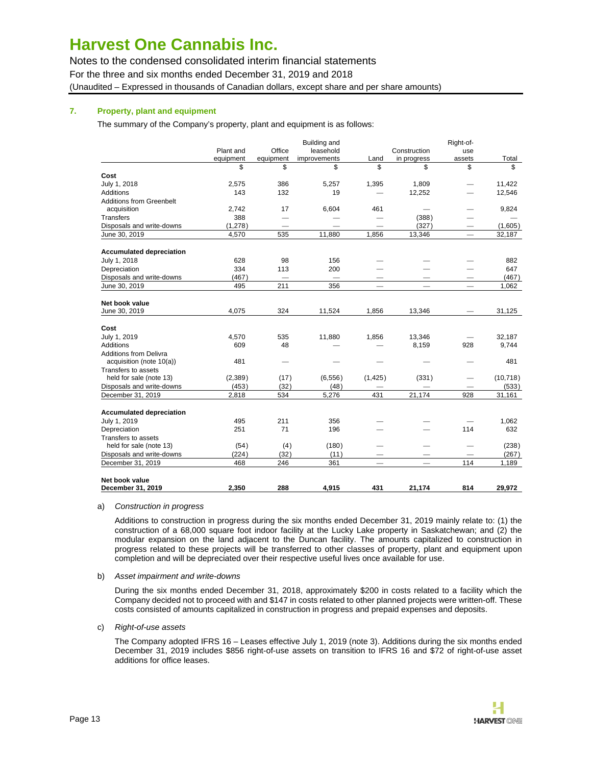# Harvest One Cannabis Inc.

Notes to the condensed consolidated interim financial statements
For the three and six months ended December 31, 2019 and 2018
(Unaudited – Expressed in thousands of Canadian dollars, except share and per share amounts)

## 7. Property, plant and equipment

The summary of the Company's property, plant and equipment is as follows:

| | Plant and equipment | Office equipment | Building and leasehold improvements | Land | Construction in progress | Right-of-use assets | Total |
|---|---|---|---|---|---|---|---|
| | $ | $ | $ | $ | $ | $ | $ |
| **Cost** | | | | | | | |
| July 1, 2018 | 2,575 | 386 | 5,257 | 1,395 | 1,809 | — | 11,422 |
| Additions | 143 | 132 | 19 | — | 12,252 | — | 12,546 |
| Additions from Greenbelt acquisition | 2,742 | 17 | 6,604 | 461 | — | — | 9,824 |
| Transfers | 388 | — | — | — | (388) | — | — |
| Disposals and write-downs | (1,278) | — | — | — | (327) | — | (1,605) |
| June 30, 2019 | 4,570 | 535 | 11,880 | 1,856 | 13,346 | — | 32,187 |
| **Accumulated depreciation** | | | | | | | |
| July 1, 2018 | 628 | 98 | 156 | — | — | — | 882 |
| Depreciation | 334 | 113 | 200 | — | — | — | 647 |
| Disposals and write-downs | (467) | — | — | — | — | — | (467) |
| June 30, 2019 | 495 | 211 | 356 | — | — | — | 1,062 |
| **Net book value** | | | | | | | |
| June 30, 2019 | 4,075 | 324 | 11,524 | 1,856 | 13,346 | — | 31,125 |
| **Cost** | | | | | | | |
| July 1, 2019 | 4,570 | 535 | 11,880 | 1,856 | 13,346 | — | 32,187 |
| Additions | 609 | 48 | — | — | 8,159 | 928 | 9,744 |
| Additions from Delivra acquisition (note 10(a)) | 481 | — | — | — | — | — | 481 |
| Transfers to assets held for sale (note 13) | (2,389) | (17) | (6,556) | (1,425) | (331) | — | (10,718) |
| Disposals and write-downs | (453) | (32) | (48) | — | — | — | (533) |
| December 31, 2019 | 2,818 | 534 | 5,276 | 431 | 21,174 | 928 | 31,161 |
| **Accumulated depreciation** | | | | | | | |
| July 1, 2019 | 495 | 211 | 356 | — | — | — | 1,062 |
| Depreciation | 251 | 71 | 196 | — | — | 114 | 632 |
| Transfers to assets held for sale (note 13) | (54) | (4) | (180) | — | — | — | (238) |
| Disposals and write-downs | (224) | (32) | (11) | — | — | — | (267) |
| December 31, 2019 | 468 | 246 | 361 | — | — | 114 | 1,189 |
| **Net book value** | | | | | | | |
| **December 31, 2019** | **2,350** | **288** | **4,915** | **431** | **21,174** | **814** | **29,972** |

a) *Construction in progress*

Additions to construction in progress during the six months ended December 31, 2019 mainly relate to: (1) the construction of a 68,000 square foot indoor facility at the Lucky Lake property in Saskatchewan; and (2) the modular expansion on the land adjacent to the Duncan facility. The amounts capitalized to construction in progress related to these projects will be transferred to other classes of property, plant and equipment upon completion and will be depreciated over their respective useful lives once available for use.

b) *Asset impairment and write-downs*

During the six months ended December 31, 2018, approximately $200 in costs related to a facility which the Company decided not to proceed with and $147 in costs related to other planned projects were written-off. These costs consisted of amounts capitalized in construction in progress and prepaid expenses and deposits.

c) *Right-of-use assets*

The Company adopted IFRS 16 – Leases effective July 1, 2019 (note 3). Additions during the six months ended December 31, 2019 includes $856 right-of-use assets on transition to IFRS 16 and $72 of right-of-use asset additions for office leases.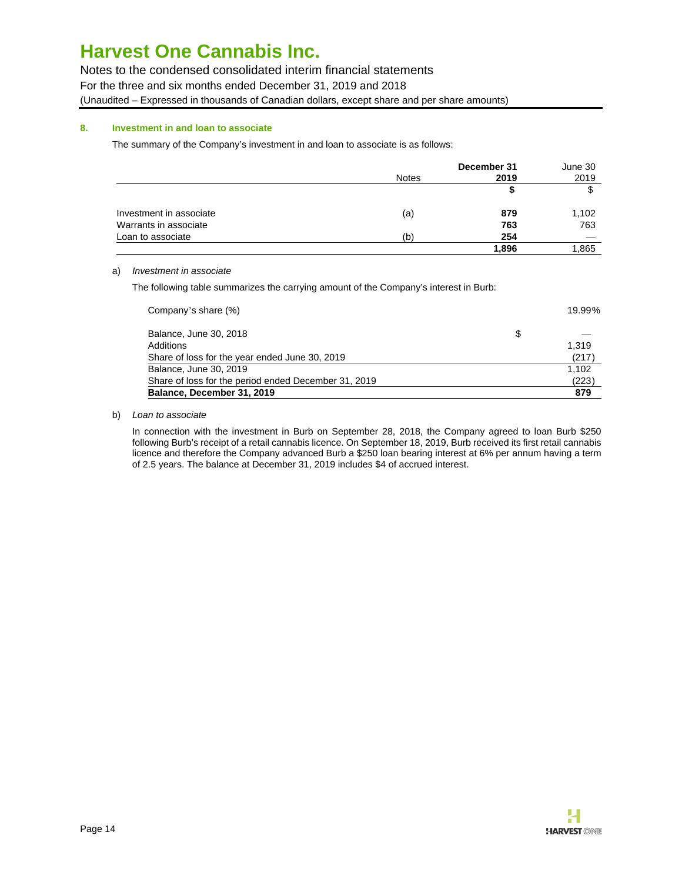## 8. Investment in and loan to associate

The summary of the Company's investment in and loan to associate is as follows:

| | Notes | **December 31 2019** | June 30 2019 |
|---|---|---|---|
| | | **$** | $ |
| Investment in associate | (a) | **879** | 1,102 |
| Warrants in associate | | **763** | 763 |
| Loan to associate | (b) | **254** | — |
| | | **1,896** | 1,865 |

a) *Investment in associate*

The following table summarizes the carrying amount of the Company's interest in Burb:

| Company's share (%) | | 19.99% |
|---|---|---|
| Balance, June 30, 2018 | $ | — |
| Additions | | 1,319 |
| Share of loss for the year ended June 30, 2019 | | (217) |
| Balance, June 30, 2019 | | 1,102 |
| Share of loss for the period ended December 31, 2019 | | (223) |
| **Balance, December 31, 2019** | | **879** |

b) *Loan to associate*

In connection with the investment in Burb on September 28, 2018, the Company agreed to loan Burb $250 following Burb's receipt of a retail cannabis licence. On September 18, 2019, Burb received its first retail cannabis licence and therefore the Company advanced Burb a $250 loan bearing interest at 6% per annum having a term of 2.5 years. The balance at December 31, 2019 includes $4 of accrued interest.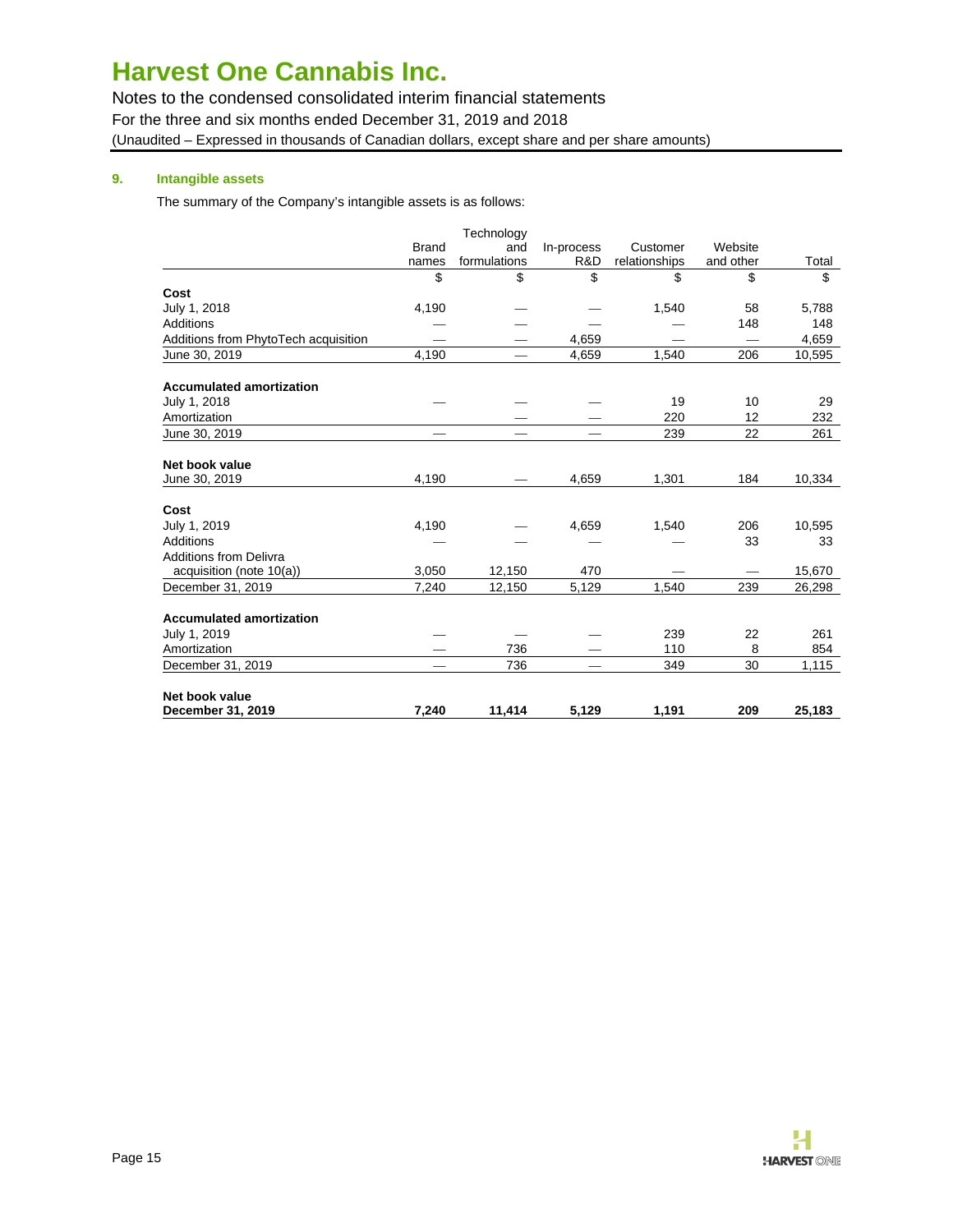# Harvest One Cannabis Inc.

Notes to the condensed consolidated interim financial statements
For the three and six months ended December 31, 2019 and 2018
(Unaudited – Expressed in thousands of Canadian dollars, except share and per share amounts)

## 9. Intangible assets

The summary of the Company's intangible assets is as follows:

| | Brand names | Technology and formulations | In-process R&D | Customer relationships | Website and other | Total |
|---|---|---|---|---|---|---|
| | $ | $ | $ | $ | $ | $ |
| **Cost** | | | | | | |
| July 1, 2018 | 4,190 | — | — | 1,540 | 58 | 5,788 |
| Additions | — | — | — | — | 148 | 148 |
| Additions from PhytoTech acquisition | — | — | 4,659 | — | — | 4,659 |
| June 30, 2019 | 4,190 | — | 4,659 | 1,540 | 206 | 10,595 |
| **Accumulated amortization** | | | | | | |
| July 1, 2018 | — | — | — | 19 | 10 | 29 |
| Amortization | — | — | — | 220 | 12 | 232 |
| June 30, 2019 | — | — | — | 239 | 22 | 261 |
| **Net book value** | | | | | | |
| June 30, 2019 | 4,190 | — | 4,659 | 1,301 | 184 | 10,334 |
| **Cost** | | | | | | |
| July 1, 2019 | 4,190 | — | 4,659 | 1,540 | 206 | 10,595 |
| Additions | — | — | — | — | 33 | 33 |
| Additions from Delivra acquisition (note 10(a)) | 3,050 | 12,150 | 470 | — | — | 15,670 |
| December 31, 2019 | 7,240 | 12,150 | 5,129 | 1,540 | 239 | 26,298 |
| **Accumulated amortization** | | | | | | |
| July 1, 2019 | — | — | — | 239 | 22 | 261 |
| Amortization | — | 736 | — | 110 | 8 | 854 |
| December 31, 2019 | — | 736 | — | 349 | 30 | 1,115 |
| **Net book value** | | | | | | |
| **December 31, 2019** | **7,240** | **11,414** | **5,129** | **1,191** | **209** | **25,183** |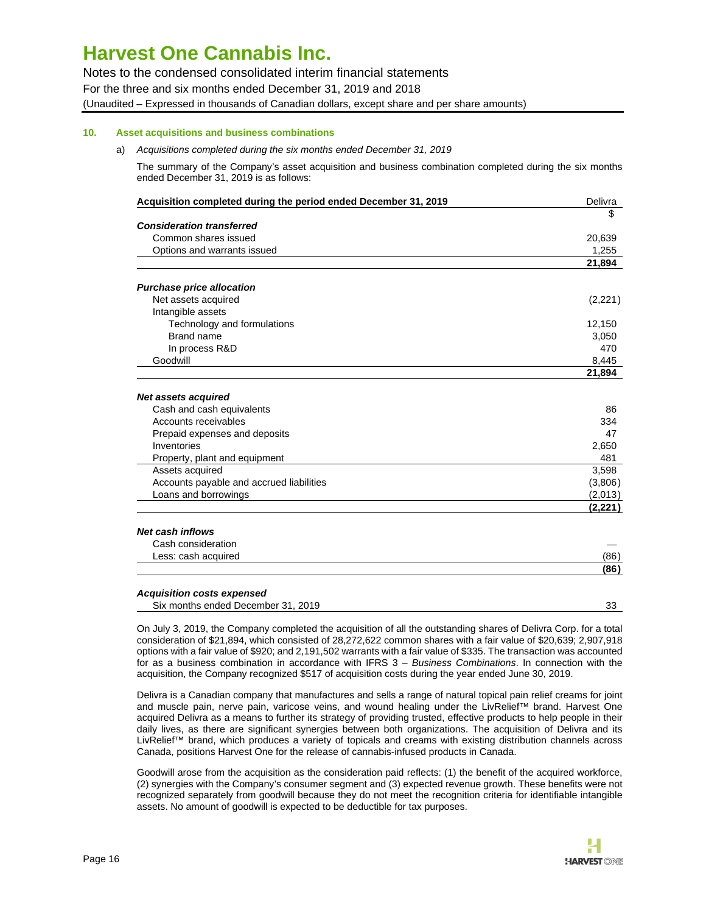## 10. Asset acquisitions and business combinations

a) *Acquisitions completed during the six months ended December 31, 2019*

The summary of the Company's asset acquisition and business combination completed during the six months ended December 31, 2019 is as follows:

| Acquisition completed during the period ended December 31, 2019 | Delivra |
|---|---|
| | $ |
| ***Consideration transferred*** | |
| Common shares issued | 20,639 |
| Options and warrants issued | 1,255 |
| | **21,894** |
| ***Purchase price allocation*** | |
| Net assets acquired | (2,221) |
| Intangible assets | |
| Technology and formulations | 12,150 |
| Brand name | 3,050 |
| In process R&D | 470 |
| Goodwill | 8,445 |
| | **21,894** |
| ***Net assets acquired*** | |
| Cash and cash equivalents | 86 |
| Accounts receivables | 334 |
| Prepaid expenses and deposits | 47 |
| Inventories | 2,650 |
| Property, plant and equipment | 481 |
| Assets acquired | 3,598 |
| Accounts payable and accrued liabilities | (3,806) |
| Loans and borrowings | (2,013) |
| | **(2,221)** |
| ***Net cash inflows*** | |
| Cash consideration | — |
| Less: cash acquired | (86) |
| | **(86)** |
| ***Acquisition costs expensed*** | |
| Six months ended December 31, 2019 | 33 |

On July 3, 2019, the Company completed the acquisition of all the outstanding shares of Delivra Corp. for a total consideration of $21,894, which consisted of 28,272,622 common shares with a fair value of $20,639; 2,907,918 options with a fair value of $920; and 2,191,502 warrants with a fair value of $335. The transaction was accounted for as a business combination in accordance with IFRS 3 – *Business Combinations*. In connection with the acquisition, the Company recognized $517 of acquisition costs during the year ended June 30, 2019.

Delivra is a Canadian company that manufactures and sells a range of natural topical pain relief creams for joint and muscle pain, nerve pain, varicose veins, and wound healing under the LivRelief™ brand. Harvest One acquired Delivra as a means to further its strategy of providing trusted, effective products to help people in their daily lives, as there are significant synergies between both organizations. The acquisition of Delivra and its LivRelief™ brand, which produces a variety of topicals and creams with existing distribution channels across Canada, positions Harvest One for the release of cannabis-infused products in Canada.

Goodwill arose from the acquisition as the consideration paid reflects: (1) the benefit of the acquired workforce, (2) synergies with the Company's consumer segment and (3) expected revenue growth. These benefits were not recognized separately from goodwill because they do not meet the recognition criteria for identifiable intangible assets. No amount of goodwill is expected to be deductible for tax purposes.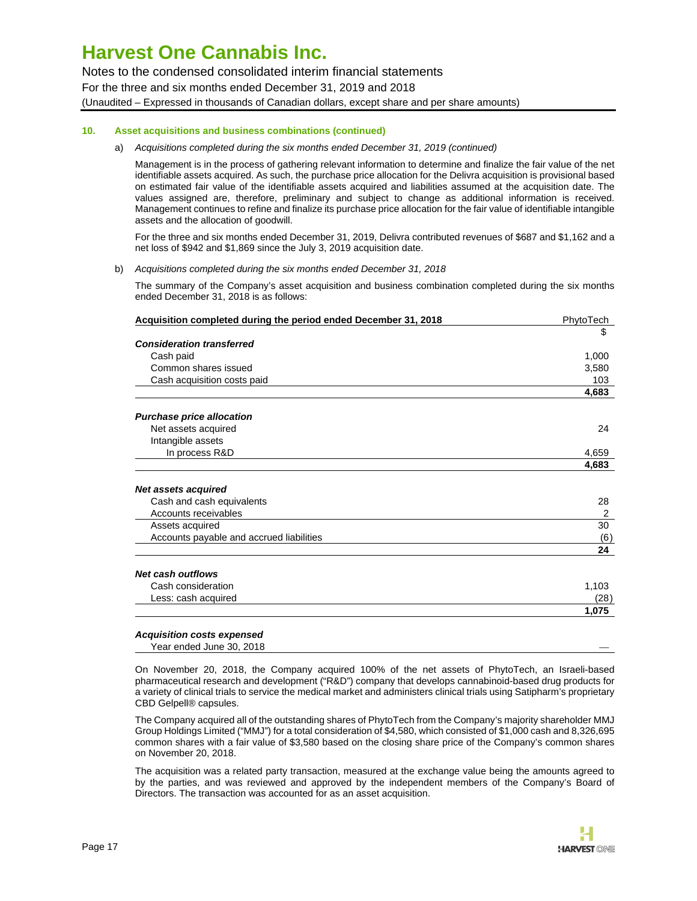# Harvest One Cannabis Inc.

Notes to the condensed consolidated interim financial statements
For the three and six months ended December 31, 2019 and 2018
(Unaudited – Expressed in thousands of Canadian dollars, except share and per share amounts)

**10. Asset acquisitions and business combinations (continued)**

a) *Acquisitions completed during the six months ended December 31, 2019 (continued)*

Management is in the process of gathering relevant information to determine and finalize the fair value of the net identifiable assets acquired. As such, the purchase price allocation for the Delivra acquisition is provisional based on estimated fair value of the identifiable assets acquired and liabilities assumed at the acquisition date. The values assigned are, therefore, preliminary and subject to change as additional information is received. Management continues to refine and finalize its purchase price allocation for the fair value of identifiable intangible assets and the allocation of goodwill.

For the three and six months ended December 31, 2019, Delivra contributed revenues of $687 and $1,162 and a net loss of $942 and $1,869 since the July 3, 2019 acquisition date.

b) *Acquisitions completed during the six months ended December 31, 2018*

The summary of the Company's asset acquisition and business combination completed during the six months ended December 31, 2018 is as follows:

| **Acquisition completed during the period ended December 31, 2018** | PhytoTech |
|---|---|
| | $ |
| ***Consideration transferred*** | |
| Cash paid | 1,000 |
| Common shares issued | 3,580 |
| Cash acquisition costs paid | 103 |
| | **4,683** |
| ***Purchase price allocation*** | |
| Net assets acquired | 24 |
| Intangible assets | |
| In process R&D | 4,659 |
| | **4,683** |
| ***Net assets acquired*** | |
| Cash and cash equivalents | 28 |
| Accounts receivables | 2 |
| Assets acquired | 30 |
| Accounts payable and accrued liabilities | (6) |
| | **24** |
| ***Net cash outflows*** | |
| Cash consideration | 1,103 |
| Less: cash acquired | (28) |
| | **1,075** |
| ***Acquisition costs expensed*** | |
| Year ended June 30, 2018 | — |

On November 20, 2018, the Company acquired 100% of the net assets of PhytoTech, an Israeli-based pharmaceutical research and development ("R&D") company that develops cannabinoid-based drug products for a variety of clinical trials to service the medical market and administers clinical trials using Satipharm's proprietary CBD Gelpell® capsules.

The Company acquired all of the outstanding shares of PhytoTech from the Company's majority shareholder MMJ Group Holdings Limited ("MMJ") for a total consideration of $4,580, which consisted of $1,000 cash and 8,326,695 common shares with a fair value of $3,580 based on the closing share price of the Company's common shares on November 20, 2018.

The acquisition was a related party transaction, measured at the exchange value being the amounts agreed to by the parties, and was reviewed and approved by the independent members of the Company's Board of Directors. The transaction was accounted for as an asset acquisition.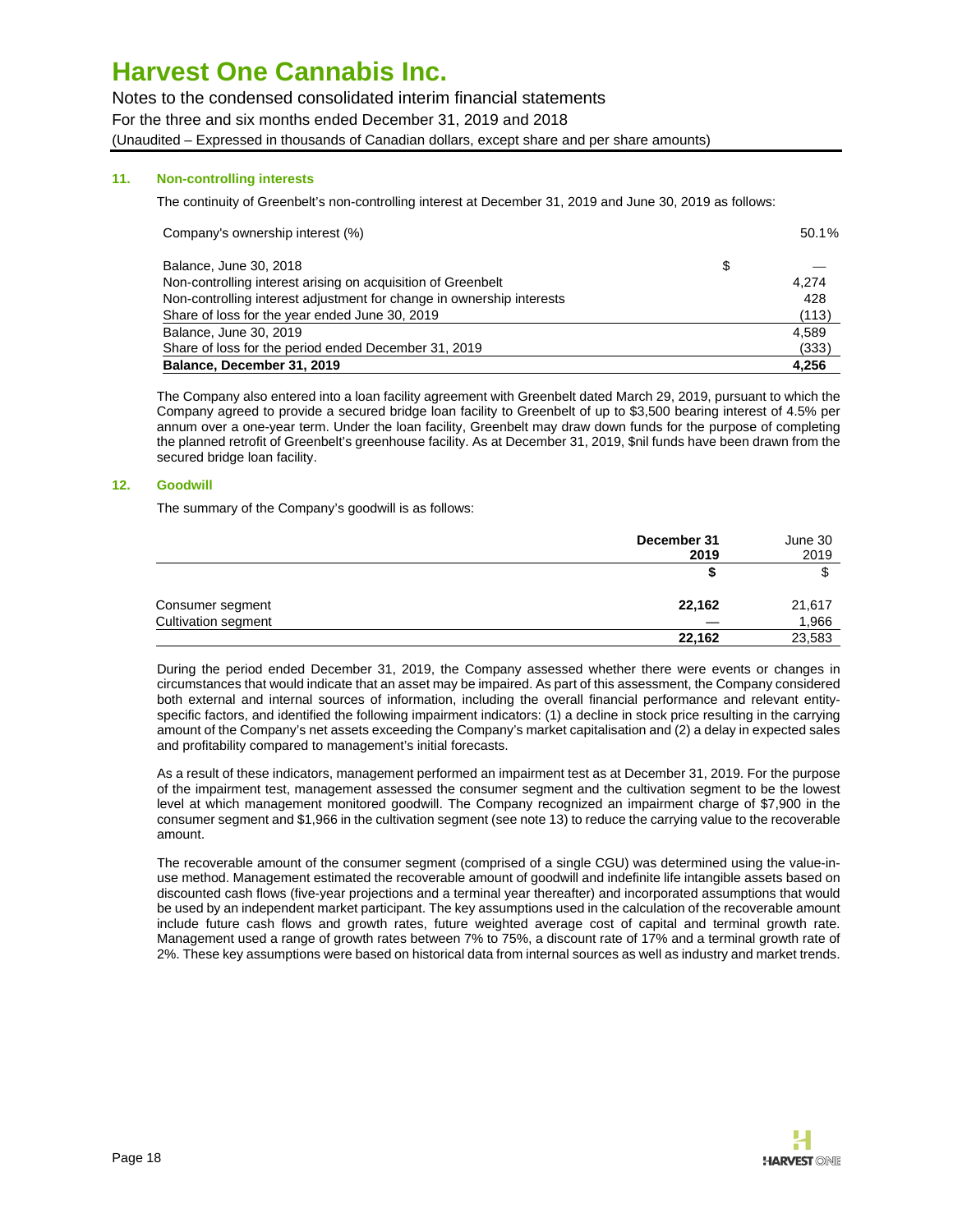### 11. Non-controlling interests

The continuity of Greenbelt's non-controlling interest at December 31, 2019 and June 30, 2019 as follows:

| | | |
|---|---|---|
| Company's ownership interest (%) | | 50.1% |
| Balance, June 30, 2018 | $ | — |
| Non-controlling interest arising on acquisition of Greenbelt | | 4,274 |
| Non-controlling interest adjustment for change in ownership interests | | 428 |
| Share of loss for the year ended June 30, 2019 | | (113) |
| Balance, June 30, 2019 | | 4,589 |
| Share of loss for the period ended December 31, 2019 | | (333) |
| **Balance, December 31, 2019** | | **4,256** |

The Company also entered into a loan facility agreement with Greenbelt dated March 29, 2019, pursuant to which the Company agreed to provide a secured bridge loan facility to Greenbelt of up to $3,500 bearing interest of 4.5% per annum over a one-year term. Under the loan facility, Greenbelt may draw down funds for the purpose of completing the planned retrofit of Greenbelt's greenhouse facility. As at December 31, 2019, $nil funds have been drawn from the secured bridge loan facility.

### 12. Goodwill

The summary of the Company's goodwill is as follows:

| | **December 31 2019** | June 30 2019 |
|---|---|---|
| | **$** | $ |
| Consumer segment | **22,162** | 21,617 |
| Cultivation segment | — | 1,966 |
| | **22,162** | 23,583 |

During the period ended December 31, 2019, the Company assessed whether there were events or changes in circumstances that would indicate that an asset may be impaired. As part of this assessment, the Company considered both external and internal sources of information, including the overall financial performance and relevant entity-specific factors, and identified the following impairment indicators: (1) a decline in stock price resulting in the carrying amount of the Company's net assets exceeding the Company's market capitalisation and (2) a delay in expected sales and profitability compared to management's initial forecasts.

As a result of these indicators, management performed an impairment test as at December 31, 2019. For the purpose of the impairment test, management assessed the consumer segment and the cultivation segment to be the lowest level at which management monitored goodwill. The Company recognized an impairment charge of $7,900 in the consumer segment and $1,966 in the cultivation segment (see note 13) to reduce the carrying value to the recoverable amount.

The recoverable amount of the consumer segment (comprised of a single CGU) was determined using the value-in-use method. Management estimated the recoverable amount of goodwill and indefinite life intangible assets based on discounted cash flows (five-year projections and a terminal year thereafter) and incorporated assumptions that would be used by an independent market participant. The key assumptions used in the calculation of the recoverable amount include future cash flows and growth rates, future weighted average cost of capital and terminal growth rate. Management used a range of growth rates between 7% to 75%, a discount rate of 17% and a terminal growth rate of 2%. These key assumptions were based on historical data from internal sources as well as industry and market trends.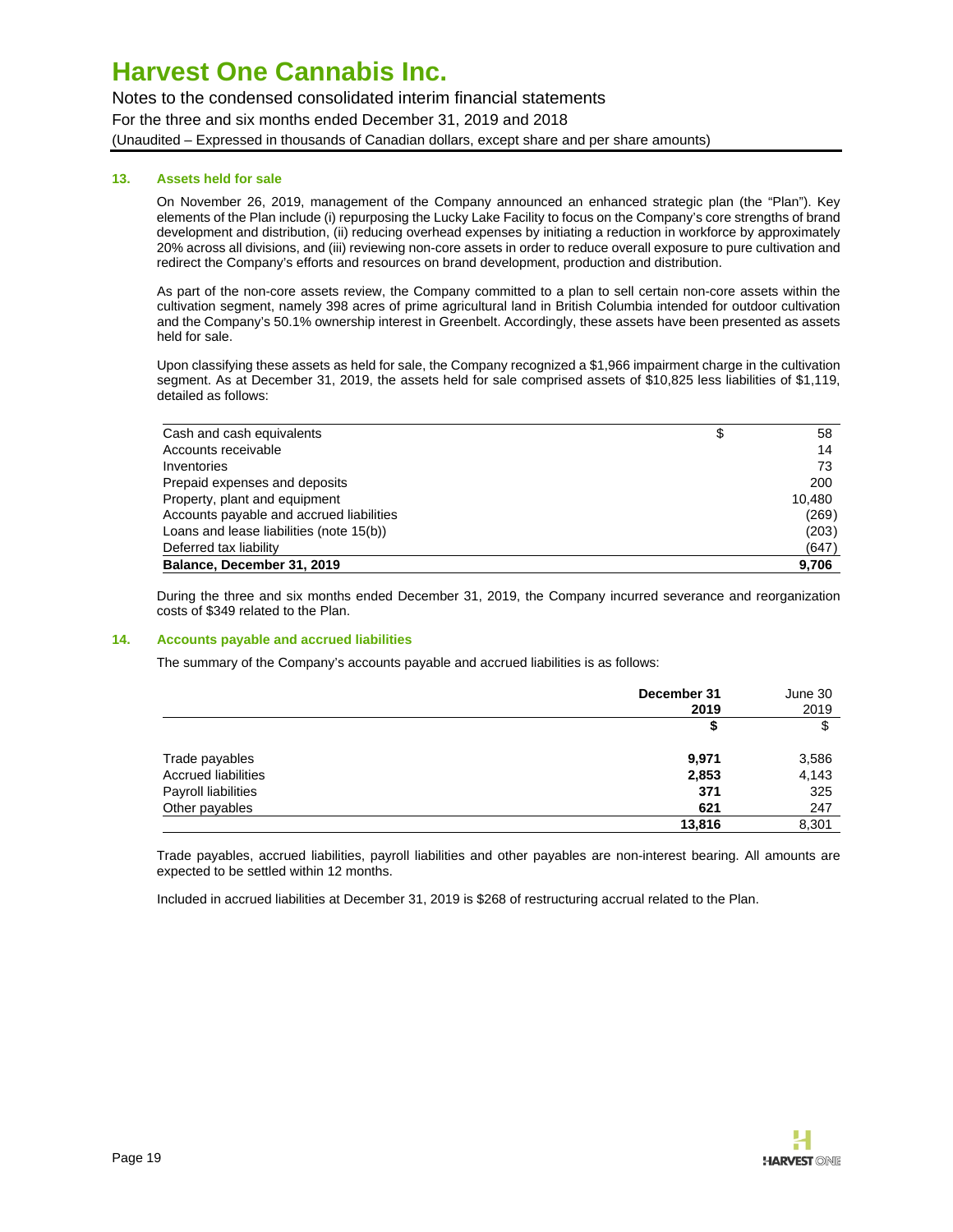### 13. Assets held for sale

On November 26, 2019, management of the Company announced an enhanced strategic plan (the "Plan"). Key elements of the Plan include (i) repurposing the Lucky Lake Facility to focus on the Company's core strengths of brand development and distribution, (ii) reducing overhead expenses by initiating a reduction in workforce by approximately 20% across all divisions, and (iii) reviewing non-core assets in order to reduce overall exposure to pure cultivation and redirect the Company's efforts and resources on brand development, production and distribution.

As part of the non-core assets review, the Company committed to a plan to sell certain non-core assets within the cultivation segment, namely 398 acres of prime agricultural land in British Columbia intended for outdoor cultivation and the Company's 50.1% ownership interest in Greenbelt. Accordingly, these assets have been presented as assets held for sale.

Upon classifying these assets as held for sale, the Company recognized a $1,966 impairment charge in the cultivation segment. As at December 31, 2019, the assets held for sale comprised assets of $10,825 less liabilities of $1,119, detailed as follows:

| | $ |
|---|---|
| Cash and cash equivalents | 58 |
| Accounts receivable | 14 |
| Inventories | 73 |
| Prepaid expenses and deposits | 200 |
| Property, plant and equipment | 10,480 |
| Accounts payable and accrued liabilities | (269) |
| Loans and lease liabilities (note 15(b)) | (203) |
| Deferred tax liability | (647) |
| **Balance, December 31, 2019** | **9,706** |

During the three and six months ended December 31, 2019, the Company incurred severance and reorganization costs of $349 related to the Plan.

### 14. Accounts payable and accrued liabilities

The summary of the Company's accounts payable and accrued liabilities is as follows:

| | **December 31 2019** | June 30 2019 |
|---|---|---|
| | **$** | $ |
| Trade payables | **9,971** | 3,586 |
| Accrued liabilities | **2,853** | 4,143 |
| Payroll liabilities | **371** | 325 |
| Other payables | **621** | 247 |
| | **13,816** | 8,301 |

Trade payables, accrued liabilities, payroll liabilities and other payables are non-interest bearing. All amounts are expected to be settled within 12 months.

Included in accrued liabilities at December 31, 2019 is $268 of restructuring accrual related to the Plan.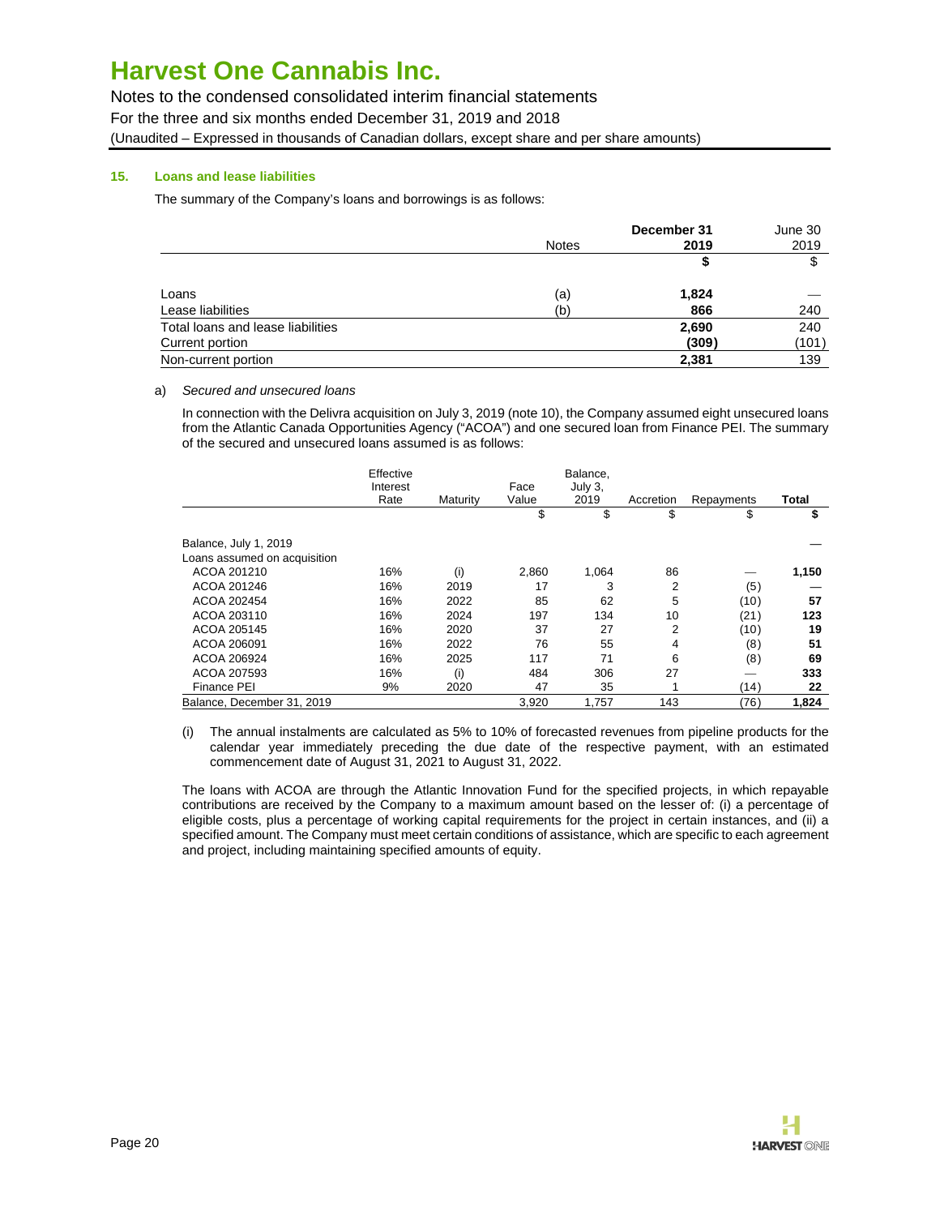# Harvest One Cannabis Inc.

Notes to the condensed consolidated interim financial statements
For the three and six months ended December 31, 2019 and 2018
(Unaudited – Expressed in thousands of Canadian dollars, except share and per share amounts)

## 15. Loans and lease liabilities

The summary of the Company's loans and borrowings is as follows:

| | Notes | December 31 2019 | June 30 2019 |
|---|---|---|---|
| | | **$** | $ |
| Loans | (a) | **1,824** | — |
| Lease liabilities | (b) | **866** | 240 |
| Total loans and lease liabilities | | **2,690** | 240 |
| Current portion | | **(309)** | (101) |
| Non-current portion | | **2,381** | 139 |

a) *Secured and unsecured loans*

In connection with the Delivra acquisition on July 3, 2019 (note 10), the Company assumed eight unsecured loans from the Atlantic Canada Opportunities Agency ("ACOA") and one secured loan from Finance PEI. The summary of the secured and unsecured loans assumed is as follows:

| | Effective Interest Rate | Maturity | Face Value | Balance, July 3, 2019 | Accretion | Repayments | **Total** |
|---|---|---|---|---|---|---|---|
| | | | $ | $ | $ | $ | **$** |
| Balance, July 1, 2019 | | | | | | | — |
| Loans assumed on acquisition | | | | | | | |
| ACOA 201210 | 16% | (i) | 2,860 | 1,064 | 86 | — | **1,150** |
| ACOA 201246 | 16% | 2019 | 17 | 3 | 2 | (5) | — |
| ACOA 202454 | 16% | 2022 | 85 | 62 | 5 | (10) | **57** |
| ACOA 203110 | 16% | 2024 | 197 | 134 | 10 | (21) | **123** |
| ACOA 205145 | 16% | 2020 | 37 | 27 | 2 | (10) | **19** |
| ACOA 206091 | 16% | 2022 | 76 | 55 | 4 | (8) | **51** |
| ACOA 206924 | 16% | 2025 | 117 | 71 | 6 | (8) | **69** |
| ACOA 207593 | 16% | (i) | 484 | 306 | 27 | — | **333** |
| Finance PEI | 9% | 2020 | 47 | 35 | 1 | (14) | **22** |
| Balance, December 31, 2019 | | | 3,920 | 1,757 | 143 | (76) | **1,824** |

(i) The annual instalments are calculated as 5% to 10% of forecasted revenues from pipeline products for the calendar year immediately preceding the due date of the respective payment, with an estimated commencement date of August 31, 2021 to August 31, 2022.

The loans with ACOA are through the Atlantic Innovation Fund for the specified projects, in which repayable contributions are received by the Company to a maximum amount based on the lesser of: (i) a percentage of eligible costs, plus a percentage of working capital requirements for the project in certain instances, and (ii) a specified amount. The Company must meet certain conditions of assistance, which are specific to each agreement and project, including maintaining specified amounts of equity.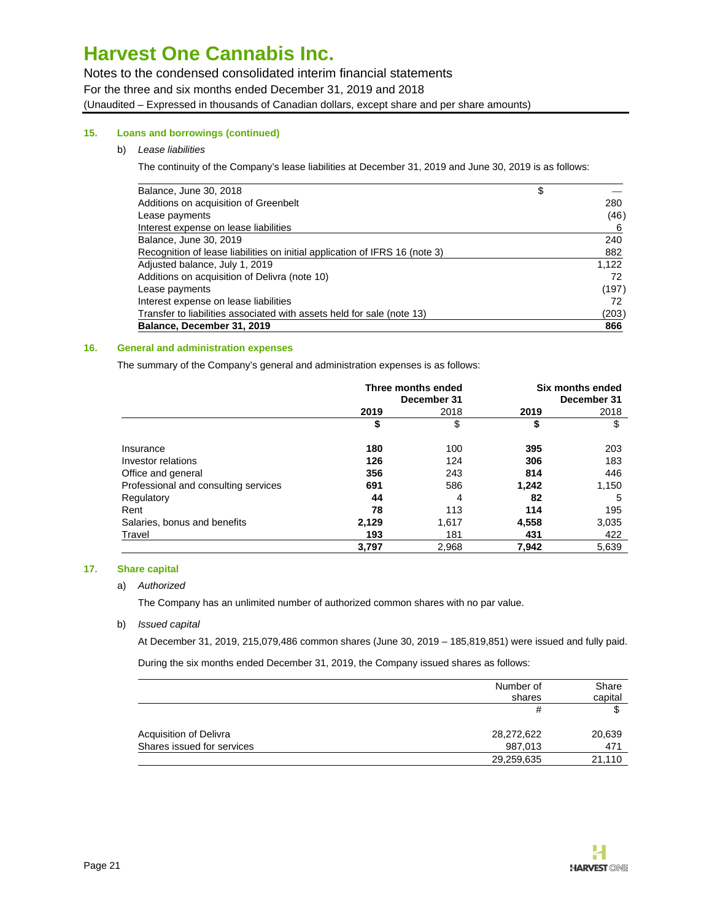## 15. Loans and borrowings (continued)

b) *Lease liabilities*

The continuity of the Company's lease liabilities at December 31, 2019 and June 30, 2019 is as follows:

| | $ |
|---|---|
| Balance, June 30, 2018 | — |
| Additions on acquisition of Greenbelt | 280 |
| Lease payments | (46) |
| Interest expense on lease liabilities | 6 |
| Balance, June 30, 2019 | 240 |
| Recognition of lease liabilities on initial application of IFRS 16 (note 3) | 882 |
| Adjusted balance, July 1, 2019 | 1,122 |
| Additions on acquisition of Delivra (note 10) | 72 |
| Lease payments | (197) |
| Interest expense on lease liabilities | 72 |
| Transfer to liabilities associated with assets held for sale (note 13) | (203) |
| **Balance, December 31, 2019** | **866** |

## 16. General and administration expenses

The summary of the Company's general and administration expenses is as follows:

| | Three months ended December 31 | | Six months ended December 31 | |
|---|---|---|---|---|
| | **2019** | 2018 | **2019** | 2018 |
| | **$** | $ | **$** | $ |
| Insurance | **180** | 100 | **395** | 203 |
| Investor relations | **126** | 124 | **306** | 183 |
| Office and general | **356** | 243 | **814** | 446 |
| Professional and consulting services | **691** | 586 | **1,242** | 1,150 |
| Regulatory | **44** | 4 | **82** | 5 |
| Rent | **78** | 113 | **114** | 195 |
| Salaries, bonus and benefits | **2,129** | 1,617 | **4,558** | 3,035 |
| Travel | **193** | 181 | **431** | 422 |
| | **3,797** | 2,968 | **7,942** | 5,639 |

## 17. Share capital

a) *Authorized*

The Company has an unlimited number of authorized common shares with no par value.

b) *Issued capital*

At December 31, 2019, 215,079,486 common shares (June 30, 2019 – 185,819,851) were issued and fully paid.

During the six months ended December 31, 2019, the Company issued shares as follows:

| | Number of shares | Share capital |
|---|---|---|
| | # | $ |
| Acquisition of Delivra | 28,272,622 | 20,639 |
| Shares issued for services | 987,013 | 471 |
| | 29,259,635 | 21,110 |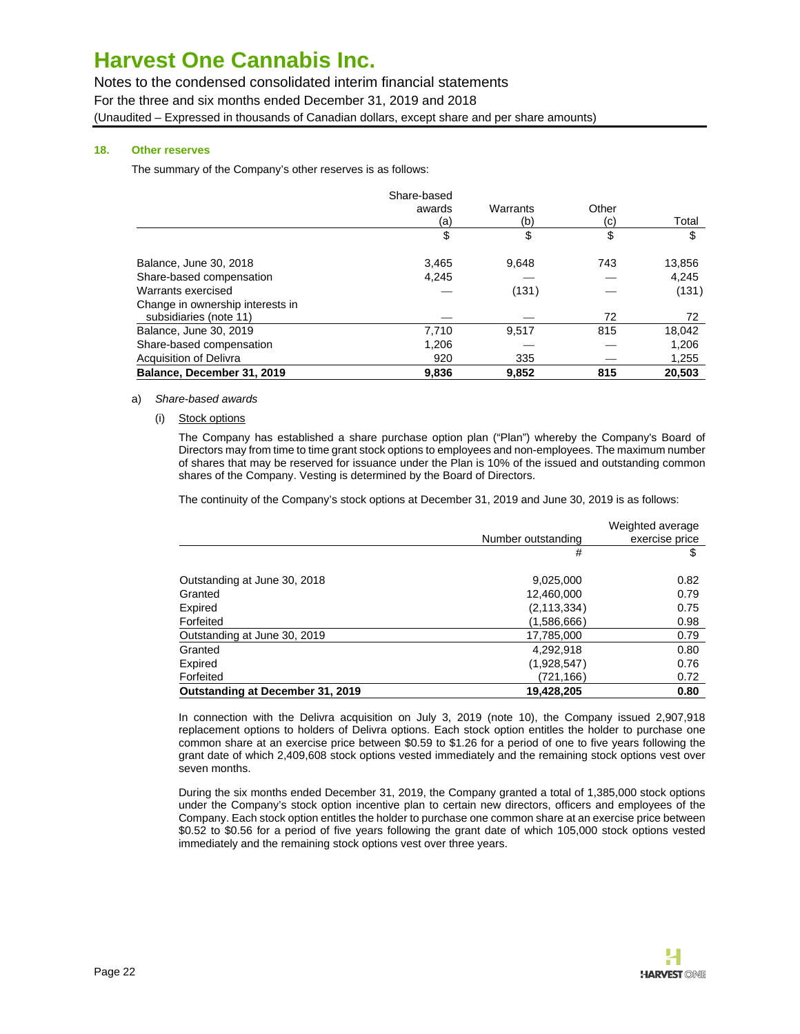# Harvest One Cannabis Inc.

Notes to the condensed consolidated interim financial statements
For the three and six months ended December 31, 2019 and 2018
(Unaudited – Expressed in thousands of Canadian dollars, except share and per share amounts)

### 18. Other reserves

The summary of the Company's other reserves is as follows:

| | Share-based awards (a) | Warrants (b) | Other (c) | Total |
|---|---|---|---|---|
| | $ | $ | $ | $ |
| Balance, June 30, 2018 | 3,465 | 9,648 | 743 | 13,856 |
| Share-based compensation | 4,245 | — | — | 4,245 |
| Warrants exercised | — | (131) | — | (131) |
| Change in ownership interests in subsidiaries (note 11) | — | — | 72 | 72 |
| Balance, June 30, 2019 | 7,710 | 9,517 | 815 | 18,042 |
| Share-based compensation | 1,206 | — | — | 1,206 |
| Acquisition of Delivra | 920 | 335 | — | 1,255 |
| **Balance, December 31, 2019** | **9,836** | **9,852** | **815** | **20,503** |

a) *Share-based awards*

(i) Stock options

The Company has established a share purchase option plan ("Plan") whereby the Company's Board of Directors may from time to time grant stock options to employees and non-employees. The maximum number of shares that may be reserved for issuance under the Plan is 10% of the issued and outstanding common shares of the Company. Vesting is determined by the Board of Directors.

The continuity of the Company's stock options at December 31, 2019 and June 30, 2019 is as follows:

| | Number outstanding | Weighted average exercise price |
|---|---|---|
| | # | $ |
| Outstanding at June 30, 2018 | 9,025,000 | 0.82 |
| Granted | 12,460,000 | 0.79 |
| Expired | (2,113,334) | 0.75 |
| Forfeited | (1,586,666) | 0.98 |
| Outstanding at June 30, 2019 | 17,785,000 | 0.79 |
| Granted | 4,292,918 | 0.80 |
| Expired | (1,928,547) | 0.76 |
| Forfeited | (721,166) | 0.72 |
| **Outstanding at December 31, 2019** | **19,428,205** | **0.80** |

In connection with the Delivra acquisition on July 3, 2019 (note 10), the Company issued 2,907,918 replacement options to holders of Delivra options. Each stock option entitles the holder to purchase one common share at an exercise price between $0.59 to $1.26 for a period of one to five years following the grant date of which 2,409,608 stock options vested immediately and the remaining stock options vest over seven months.

During the six months ended December 31, 2019, the Company granted a total of 1,385,000 stock options under the Company's stock option incentive plan to certain new directors, officers and employees of the Company. Each stock option entitles the holder to purchase one common share at an exercise price between $0.52 to $0.56 for a period of five years following the grant date of which 105,000 stock options vested immediately and the remaining stock options vest over three years.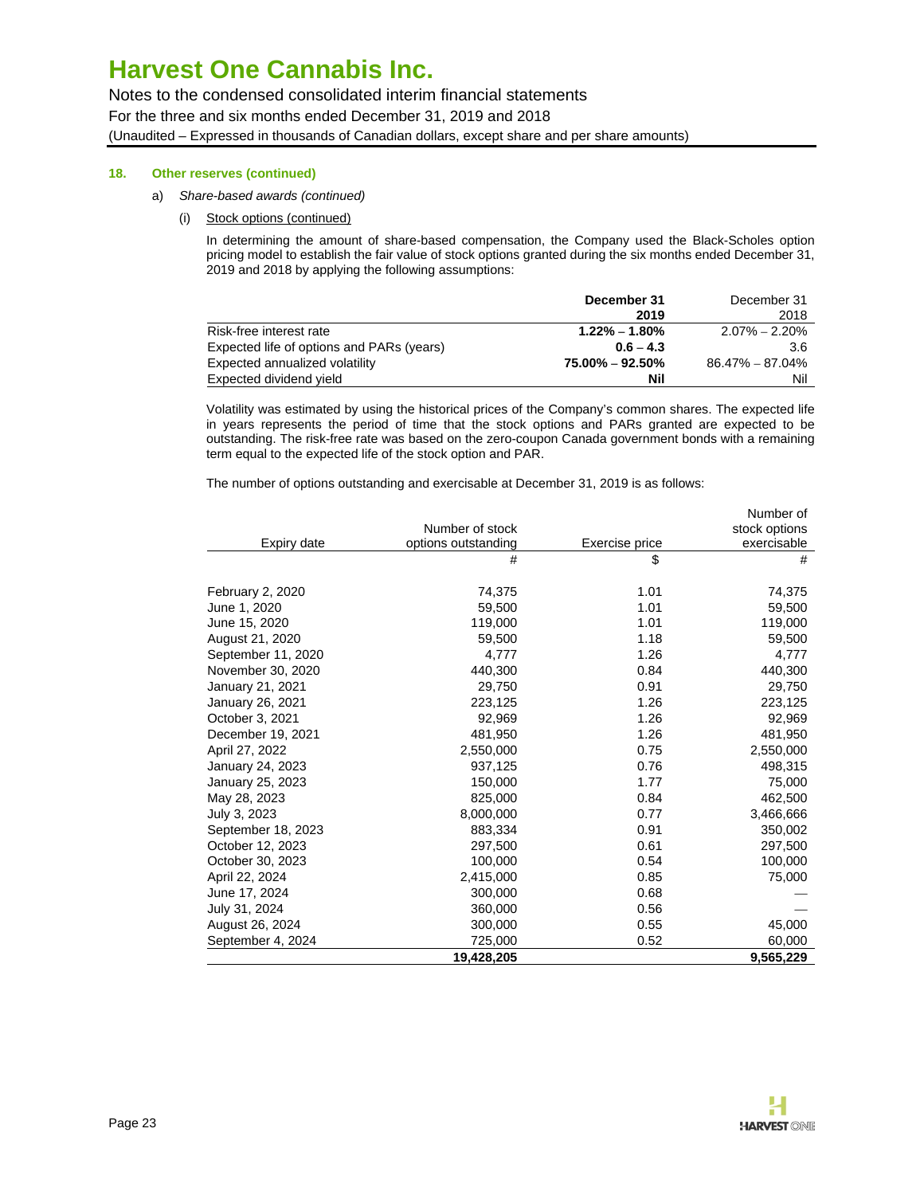# Harvest One Cannabis Inc.

Notes to the condensed consolidated interim financial statements
For the three and six months ended December 31, 2019 and 2018
(Unaudited – Expressed in thousands of Canadian dollars, except share and per share amounts)

### 18. Other reserves (continued)

a) *Share-based awards (continued)*

(i) Stock options (continued)

In determining the amount of share-based compensation, the Company used the Black-Scholes option pricing model to establish the fair value of stock options granted during the six months ended December 31, 2019 and 2018 by applying the following assumptions:

| | **December 31 2019** | December 31 2018 |
|---|---|---|
| Risk-free interest rate | **1.22% – 1.80%** | 2.07% – 2.20% |
| Expected life of options and PARs (years) | **0.6 – 4.3** | 3.6 |
| Expected annualized volatility | **75.00% – 92.50%** | 86.47% – 87.04% |
| Expected dividend yield | **Nil** | Nil |

Volatility was estimated by using the historical prices of the Company's common shares. The expected life in years represents the period of time that the stock options and PARs granted are expected to be outstanding. The risk-free rate was based on the zero-coupon Canada government bonds with a remaining term equal to the expected life of the stock option and PAR.

The number of options outstanding and exercisable at December 31, 2019 is as follows:

| Expiry date | Number of stock options outstanding | Exercise price | Number of stock options exercisable |
|---|---|---|---|
| | # | $ | # |
| February 2, 2020 | 74,375 | 1.01 | 74,375 |
| June 1, 2020 | 59,500 | 1.01 | 59,500 |
| June 15, 2020 | 119,000 | 1.01 | 119,000 |
| August 21, 2020 | 59,500 | 1.18 | 59,500 |
| September 11, 2020 | 4,777 | 1.26 | 4,777 |
| November 30, 2020 | 440,300 | 0.84 | 440,300 |
| January 21, 2021 | 29,750 | 0.91 | 29,750 |
| January 26, 2021 | 223,125 | 1.26 | 223,125 |
| October 3, 2021 | 92,969 | 1.26 | 92,969 |
| December 19, 2021 | 481,950 | 1.26 | 481,950 |
| April 27, 2022 | 2,550,000 | 0.75 | 2,550,000 |
| January 24, 2023 | 937,125 | 0.76 | 498,315 |
| January 25, 2023 | 150,000 | 1.77 | 75,000 |
| May 28, 2023 | 825,000 | 0.84 | 462,500 |
| July 3, 2023 | 8,000,000 | 0.77 | 3,466,666 |
| September 18, 2023 | 883,334 | 0.91 | 350,002 |
| October 12, 2023 | 297,500 | 0.61 | 297,500 |
| October 30, 2023 | 100,000 | 0.54 | 100,000 |
| April 22, 2024 | 2,415,000 | 0.85 | 75,000 |
| June 17, 2024 | 300,000 | 0.68 | — |
| July 31, 2024 | 360,000 | 0.56 | — |
| August 26, 2024 | 300,000 | 0.55 | 45,000 |
| September 4, 2024 | 725,000 | 0.52 | 60,000 |
| | **19,428,205** | | **9,565,229** |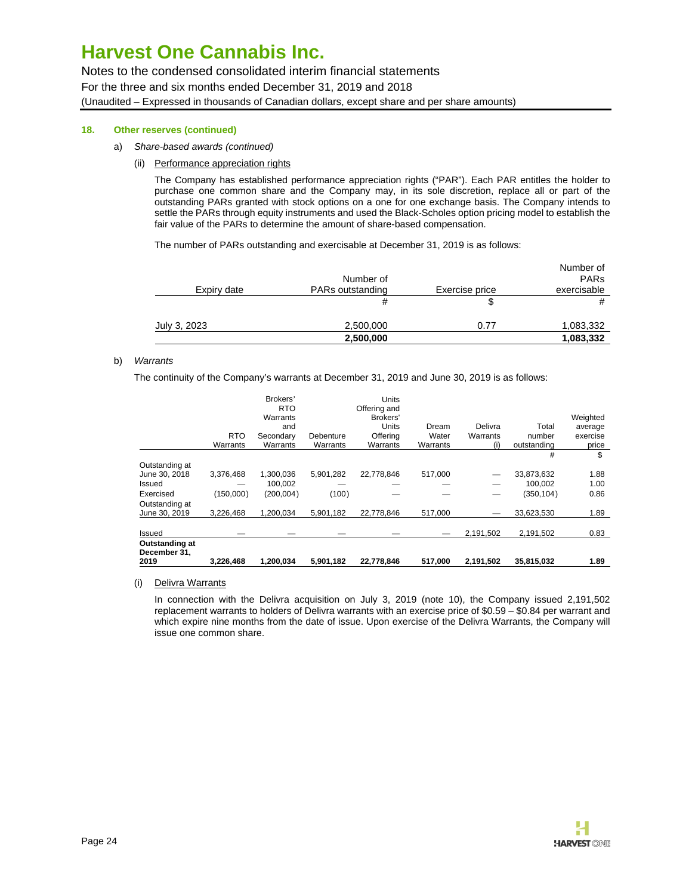### 18. Other reserves (continued)

a) *Share-based awards (continued)*

(ii) Performance appreciation rights

The Company has established performance appreciation rights ("PAR"). Each PAR entitles the holder to purchase one common share and the Company may, in its sole discretion, replace all or part of the outstanding PARs granted with stock options on a one for one exchange basis. The Company intends to settle the PARs through equity instruments and used the Black-Scholes option pricing model to establish the fair value of the PARs to determine the amount of share-based compensation.

The number of PARs outstanding and exercisable at December 31, 2019 is as follows:

| Expiry date | Number of PARs outstanding | Exercise price | Number of PARs exercisable |
|---|---|---|---|
| | # | $ | # |
| July 3, 2023 | 2,500,000 | 0.77 | 1,083,332 |
| | **2,500,000** | | **1,083,332** |

b) *Warrants*

The continuity of the Company's warrants at December 31, 2019 and June 30, 2019 is as follows:

| | RTO Warrants | Brokers' RTO Warrants and Secondary Warrants | Debenture Warrants | Units Offering and Brokers' Units Offering Warrants | Dream Water Warrants | Delivra Warrants (i) | Total number outstanding | Weighted average exercise price |
|---|---|---|---|---|---|---|---|---|
| | | | | | | | # | $ |
| Outstanding at June 30, 2018 | 3,376,468 | 1,300,036 | 5,901,282 | 22,778,846 | 517,000 | — | 33,873,632 | 1.88 |
| Issued | — | 100,002 | — | — | — | — | 100,002 | 1.00 |
| Exercised | (150,000) | (200,004) | (100) | — | — | — | (350,104) | 0.86 |
| Outstanding at June 30, 2019 | 3,226,468 | 1,200,034 | 5,901,182 | 22,778,846 | 517,000 | — | 33,623,530 | 1.89 |
| Issued | — | — | — | — | — | 2,191,502 | 2,191,502 | 0.83 |
| **Outstanding at December 31, 2019** | **3,226,468** | **1,200,034** | **5,901,182** | **22,778,846** | **517,000** | **2,191,502** | **35,815,032** | **1.89** |

(i) Delivra Warrants

In connection with the Delivra acquisition on July 3, 2019 (note 10), the Company issued 2,191,502 replacement warrants to holders of Delivra warrants with an exercise price of $0.59 – $0.84 per warrant and which expire nine months from the date of issue. Upon exercise of the Delivra Warrants, the Company will issue one common share.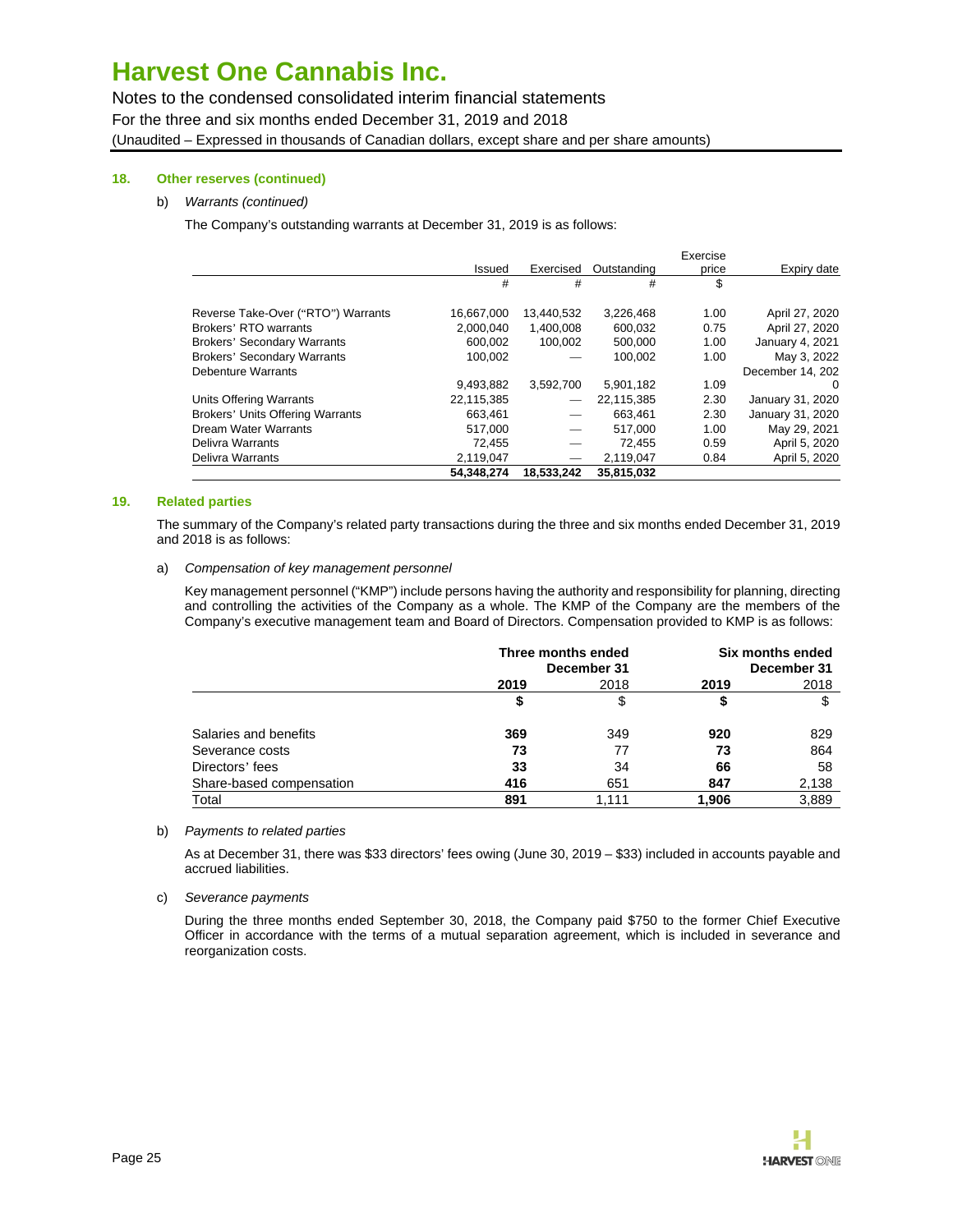# Harvest One Cannabis Inc.

Notes to the condensed consolidated interim financial statements
For the three and six months ended December 31, 2019 and 2018
(Unaudited – Expressed in thousands of Canadian dollars, except share and per share amounts)

**18. Other reserves (continued)**

b) *Warrants (continued)*

The Company's outstanding warrants at December 31, 2019 is as follows:

| | Issued | Exercised | Outstanding | Exercise price | Expiry date |
|---|---|---|---|---|---|
| | # | # | # | $ | |
| Reverse Take-Over ("RTO") Warrants | 16,667,000 | 13,440,532 | 3,226,468 | 1.00 | April 27, 2020 |
| Brokers' RTO warrants | 2,000,040 | 1,400,008 | 600,032 | 0.75 | April 27, 2020 |
| Brokers' Secondary Warrants | 600,002 | 100,002 | 500,000 | 1.00 | January 4, 2021 |
| Brokers' Secondary Warrants | 100,002 | — | 100,002 | 1.00 | May 3, 2022 |
| Debenture Warrants | 9,493,882 | 3,592,700 | 5,901,182 | 1.09 | December 14, 2020 |
| Units Offering Warrants | 22,115,385 | — | 22,115,385 | 2.30 | January 31, 2020 |
| Brokers' Units Offering Warrants | 663,461 | — | 663,461 | 2.30 | January 31, 2020 |
| Dream Water Warrants | 517,000 | — | 517,000 | 1.00 | May 29, 2021 |
| Delivra Warrants | 72,455 | — | 72,455 | 0.59 | April 5, 2020 |
| Delivra Warrants | 2,119,047 | — | 2,119,047 | 0.84 | April 5, 2020 |
| | **54,348,274** | **18,533,242** | **35,815,032** | | |

**19. Related parties**

The summary of the Company's related party transactions during the three and six months ended December 31, 2019 and 2018 is as follows:

a) *Compensation of key management personnel*

Key management personnel ("KMP") include persons having the authority and responsibility for planning, directing and controlling the activities of the Company as a whole. The KMP of the Company are the members of the Company's executive management team and Board of Directors. Compensation provided to KMP is as follows:

| | **Three months ended December 31** | | **Six months ended December 31** | |
|---|---|---|---|---|
| | **2019** | 2018 | **2019** | 2018 |
| | **$** | $ | **$** | $ |
| Salaries and benefits | **369** | 349 | **920** | 829 |
| Severance costs | **73** | 77 | **73** | 864 |
| Directors' fees | **33** | 34 | **66** | 58 |
| Share-based compensation | **416** | 651 | **847** | 2,138 |
| Total | **891** | 1,111 | **1,906** | 3,889 |

b) *Payments to related parties*

As at December 31, there was $33 directors' fees owing (June 30, 2019 – $33) included in accounts payable and accrued liabilities.

c) *Severance payments*

During the three months ended September 30, 2018, the Company paid $750 to the former Chief Executive Officer in accordance with the terms of a mutual separation agreement, which is included in severance and reorganization costs.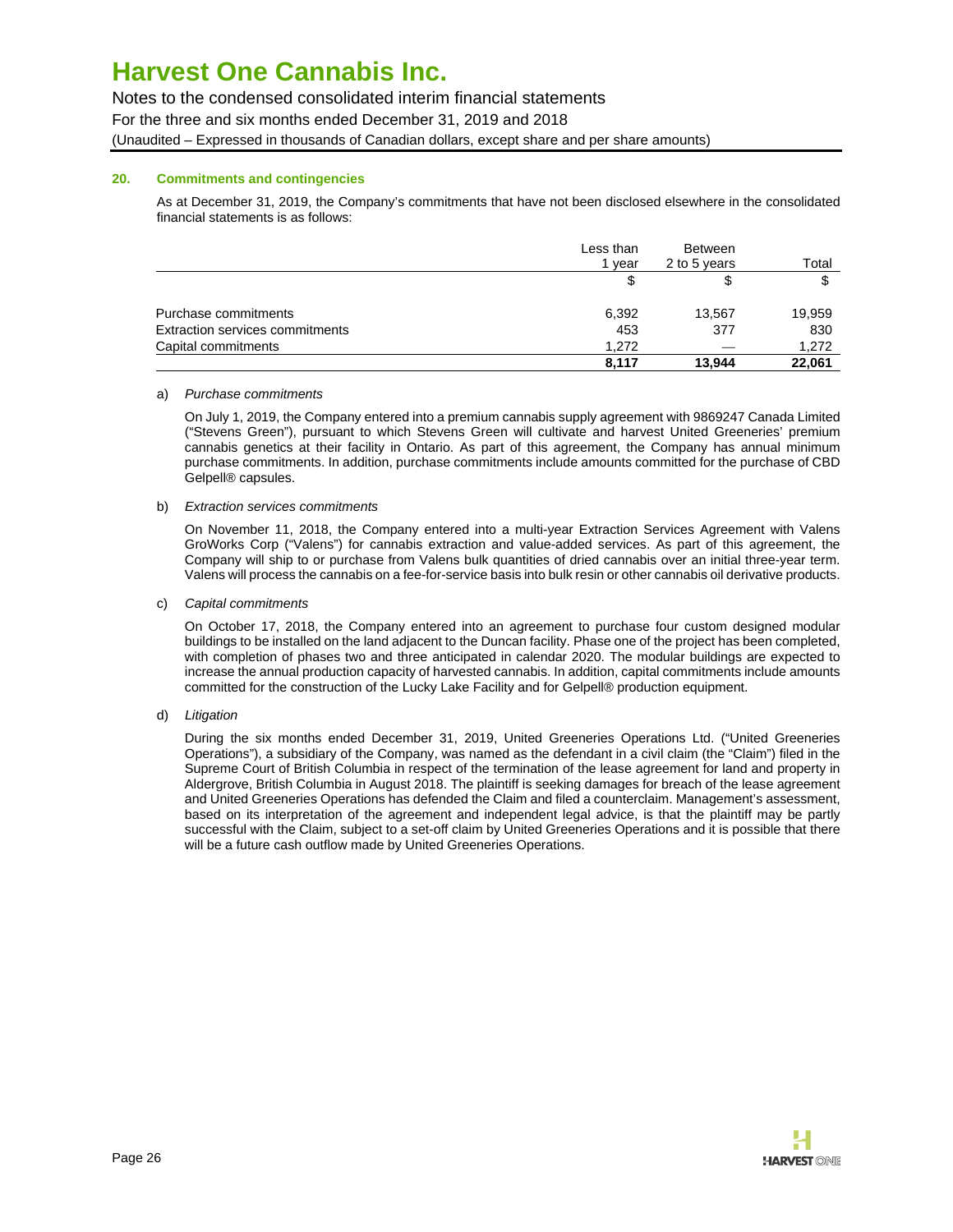## 20. Commitments and contingencies

As at December 31, 2019, the Company's commitments that have not been disclosed elsewhere in the consolidated financial statements is as follows:

| | Less than 1 year | Between 2 to 5 years | Total |
|---|---|---|---|
| | $ | $ | $ |
| Purchase commitments | 6,392 | 13,567 | 19,959 |
| Extraction services commitments | 453 | 377 | 830 |
| Capital commitments | 1,272 | — | 1,272 |
| | **8,117** | **13,944** | **22,061** |

a) *Purchase commitments*

On July 1, 2019, the Company entered into a premium cannabis supply agreement with 9869247 Canada Limited ("Stevens Green"), pursuant to which Stevens Green will cultivate and harvest United Greeneries' premium cannabis genetics at their facility in Ontario. As part of this agreement, the Company has annual minimum purchase commitments. In addition, purchase commitments include amounts committed for the purchase of CBD Gelpell® capsules.

b) *Extraction services commitments*

On November 11, 2018, the Company entered into a multi-year Extraction Services Agreement with Valens GroWorks Corp ("Valens") for cannabis extraction and value-added services. As part of this agreement, the Company will ship to or purchase from Valens bulk quantities of dried cannabis over an initial three-year term. Valens will process the cannabis on a fee-for-service basis into bulk resin or other cannabis oil derivative products.

c) *Capital commitments*

On October 17, 2018, the Company entered into an agreement to purchase four custom designed modular buildings to be installed on the land adjacent to the Duncan facility. Phase one of the project has been completed, with completion of phases two and three anticipated in calendar 2020. The modular buildings are expected to increase the annual production capacity of harvested cannabis. In addition, capital commitments include amounts committed for the construction of the Lucky Lake Facility and for Gelpell® production equipment.

d) *Litigation*

During the six months ended December 31, 2019, United Greeneries Operations Ltd. ("United Greeneries Operations"), a subsidiary of the Company, was named as the defendant in a civil claim (the "Claim") filed in the Supreme Court of British Columbia in respect of the termination of the lease agreement for land and property in Aldergrove, British Columbia in August 2018. The plaintiff is seeking damages for breach of the lease agreement and United Greeneries Operations has defended the Claim and filed a counterclaim. Management's assessment, based on its interpretation of the agreement and independent legal advice, is that the plaintiff may be partly successful with the Claim, subject to a set-off claim by United Greeneries Operations and it is possible that there will be a future cash outflow made by United Greeneries Operations.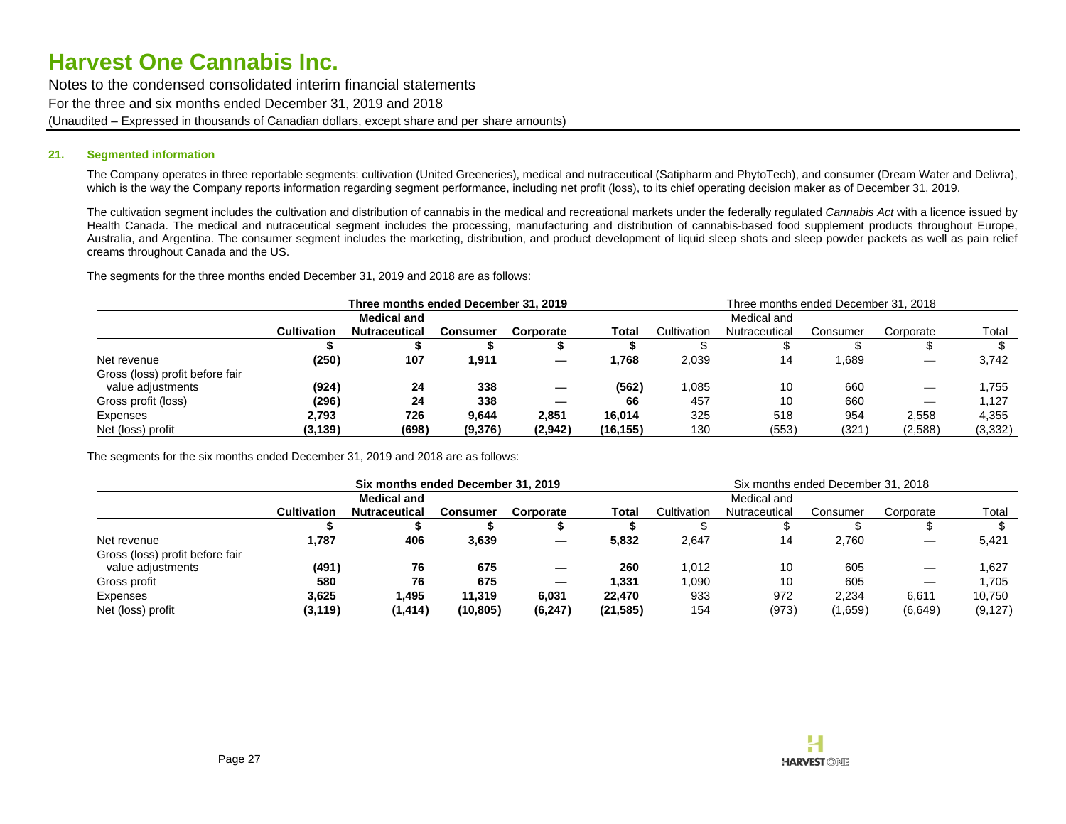### 21. Segmented information

The Company operates in three reportable segments: cultivation (United Greeneries), medical and nutraceutical (Satipharm and PhytoTech), and consumer (Dream Water and Delivra), which is the way the Company reports information regarding segment performance, including net profit (loss), to its chief operating decision maker as of December 31, 2019.

The cultivation segment includes the cultivation and distribution of cannabis in the medical and recreational markets under the federally regulated *Cannabis Act* with a licence issued by Health Canada. The medical and nutraceutical segment includes the processing, manufacturing and distribution of cannabis-based food supplement products throughout Europe, Australia, and Argentina. The consumer segment includes the marketing, distribution, and product development of liquid sleep shots and sleep powder packets as well as pain relief creams throughout Canada and the US.

The segments for the three months ended December 31, 2019 and 2018 are as follows:

| | **Three months ended December 31, 2019** | | | | | Three months ended December 31, 2018 | | | | |
|---|---|---|---|---|---|---|---|---|---|---|
| | **Cultivation** | **Medical and Nutraceutical** | **Consumer** | **Corporate** | **Total** | Cultivation | Medical and Nutraceutical | Consumer | Corporate | Total |
| | **$** | **$** | **$** | **$** | **$** | $ | $ | $ | $ | $ |
| Net revenue | **(250)** | **107** | **1,911** | **—** | **1,768** | 2,039 | 14 | 1,689 | — | 3,742 |
| Gross (loss) profit before fair value adjustments | **(924)** | **24** | **338** | **—** | **(562)** | 1,085 | 10 | 660 | — | 1,755 |
| Gross profit (loss) | **(296)** | **24** | **338** | **—** | **66** | 457 | 10 | 660 | — | 1,127 |
| Expenses | **2,793** | **726** | **9,644** | **2,851** | **16,014** | 325 | 518 | 954 | 2,558 | 4,355 |
| Net (loss) profit | **(3,139)** | **(698)** | **(9,376)** | **(2,942)** | **(16,155)** | 130 | (553) | (321) | (2,588) | (3,332) |

The segments for the six months ended December 31, 2019 and 2018 are as follows:

| | **Six months ended December 31, 2019** | | | | | Six months ended December 31, 2018 | | | | |
|---|---|---|---|---|---|---|---|---|---|---|
| | **Cultivation** | **Medical and Nutraceutical** | **Consumer** | **Corporate** | **Total** | Cultivation | Medical and Nutraceutical | Consumer | Corporate | Total |
| | **$** | **$** | **$** | **$** | **$** | $ | $ | $ | $ | $ |
| Net revenue | **1,787** | **406** | **3,639** | **—** | **5,832** | 2,647 | 14 | 2,760 | — | 5,421 |
| Gross (loss) profit before fair value adjustments | **(491)** | **76** | **675** | **—** | **260** | 1,012 | 10 | 605 | — | 1,627 |
| Gross profit | **580** | **76** | **675** | **—** | **1,331** | 1,090 | 10 | 605 | — | 1,705 |
| Expenses | **3,625** | **1,495** | **11,319** | **6,031** | **22,470** | 933 | 972 | 2,234 | 6,611 | 10,750 |
| Net (loss) profit | **(3,119)** | **(1,414)** | **(10,805)** | **(6,247)** | **(21,585)** | 154 | (973) | (1,659) | (6,649) | (9,127) |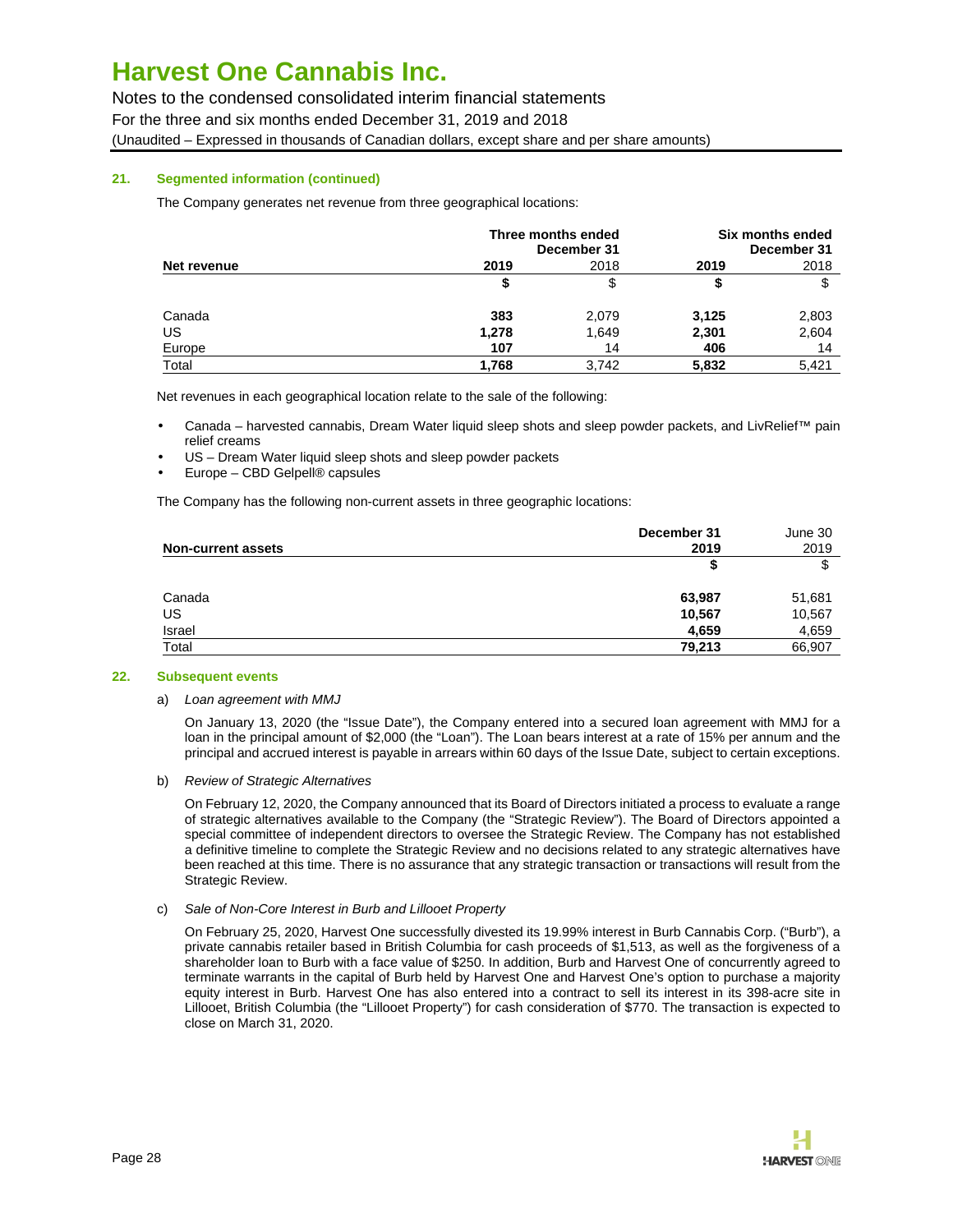### 21. Segmented information (continued)

The Company generates net revenue from three geographical locations:

| Net revenue | Three months ended December 31 2019 | Three months ended December 31 2018 | Six months ended December 31 2019 | Six months ended December 31 2018 |
|---|---|---|---|---|
| | **$** | $ | **$** | $ |
| Canada | **383** | 2,079 | **3,125** | 2,803 |
| US | **1,278** | 1,649 | **2,301** | 2,604 |
| Europe | **107** | 14 | **406** | 14 |
| Total | **1,768** | 3,742 | **5,832** | 5,421 |

Net revenues in each geographical location relate to the sale of the following:

- Canada – harvested cannabis, Dream Water liquid sleep shots and sleep powder packets, and LivRelief™ pain relief creams
- US – Dream Water liquid sleep shots and sleep powder packets
- Europe – CBD Gelpell® capsules

The Company has the following non-current assets in three geographic locations:

| Non-current assets | December 31 2019 | June 30 2019 |
|---|---|---|
| | **$** | $ |
| Canada | **63,987** | 51,681 |
| US | **10,567** | 10,567 |
| Israel | **4,659** | 4,659 |
| Total | **79,213** | 66,907 |

### 22. Subsequent events

a) *Loan agreement with MMJ*

On January 13, 2020 (the "Issue Date"), the Company entered into a secured loan agreement with MMJ for a loan in the principal amount of $2,000 (the "Loan"). The Loan bears interest at a rate of 15% per annum and the principal and accrued interest is payable in arrears within 60 days of the Issue Date, subject to certain exceptions.

b) *Review of Strategic Alternatives*

On February 12, 2020, the Company announced that its Board of Directors initiated a process to evaluate a range of strategic alternatives available to the Company (the "Strategic Review"). The Board of Directors appointed a special committee of independent directors to oversee the Strategic Review. The Company has not established a definitive timeline to complete the Strategic Review and no decisions related to any strategic alternatives have been reached at this time. There is no assurance that any strategic transaction or transactions will result from the Strategic Review.

c) *Sale of Non-Core Interest in Burb and Lillooet Property*

On February 25, 2020, Harvest One successfully divested its 19.99% interest in Burb Cannabis Corp. ("Burb"), a private cannabis retailer based in British Columbia for cash proceeds of $1,513, as well as the forgiveness of a shareholder loan to Burb with a face value of $250. In addition, Burb and Harvest One of concurrently agreed to terminate warrants in the capital of Burb held by Harvest One and Harvest One's option to purchase a majority equity interest in Burb. Harvest One has also entered into a contract to sell its interest in its 398-acre site in Lillooet, British Columbia (the "Lillooet Property") for cash consideration of $770. The transaction is expected to close on March 31, 2020.